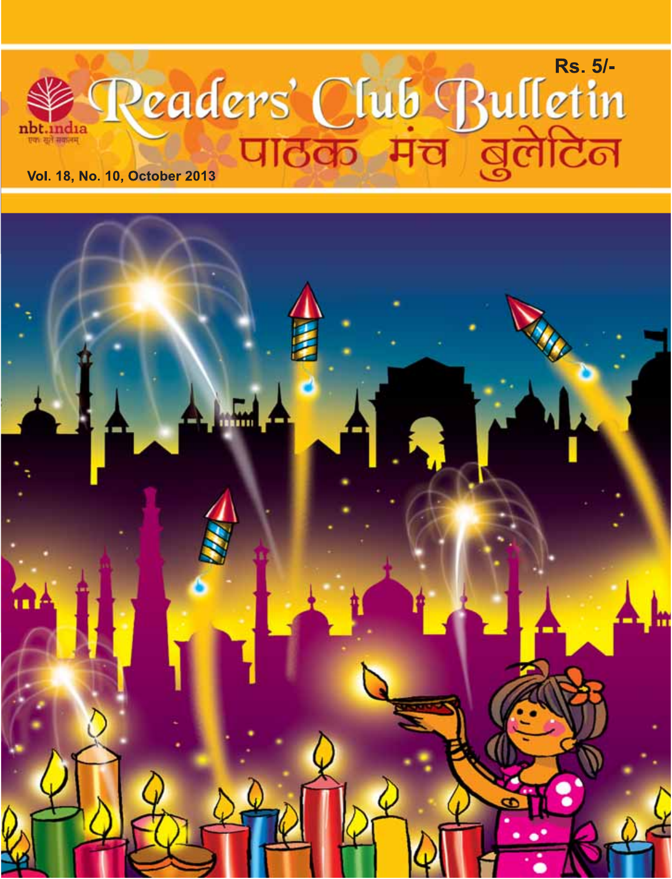Rs. 5/-

nbt.india

एकः सूते सकलम्

# Readers' Club Bulletin

# पाठक मंच बुलेटिन

Vol. 18, No. 10, October 2013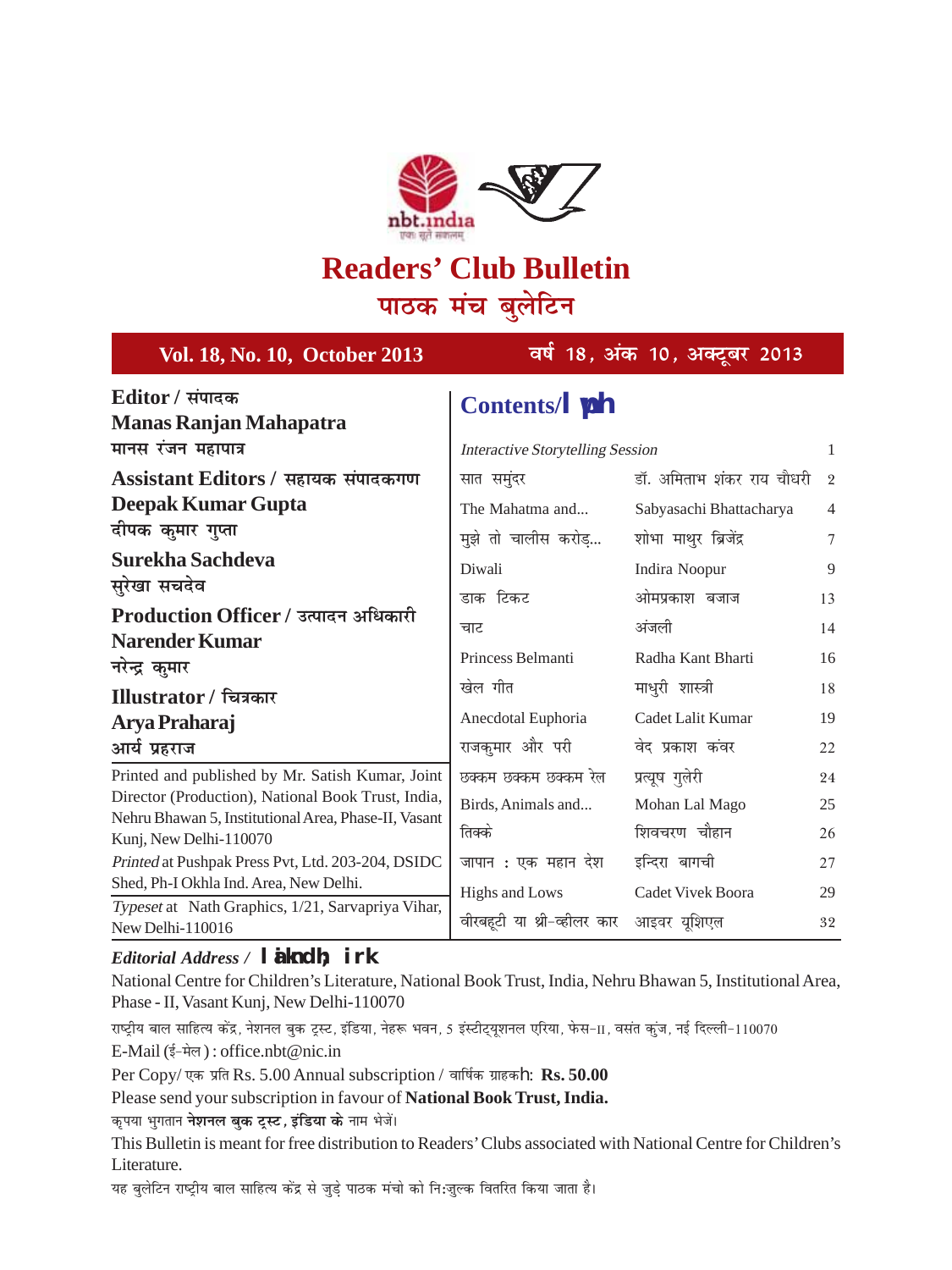# Readers' Club Bulletin

## पाठक मंच बुलेटिन

**Vol. 18, No. 10, October 2013** — **वर्ष 18, अंक 10, अक्टूबर 2013**

**Editor / संपादक**
**Manas Ranjan Mahapatra**
**मानस रंजन महापात्र**

**Assistant Editors / सहायक संपादकगण**
**Deepak Kumar Gupta**
**दीपक कुमार गुप्ता**
**Surekha Sachdeva**
**सुरेखा सचदेव**

**Production Officer / उत्पादन अधिकारी**
**Narender Kumar**
**नरेन्द्र कुमार**

**Illustrator / चित्रकार**
**Arya Praharaj**
**आर्य प्रहराज**

Printed and published by Mr. Satish Kumar, Joint Director (Production), National Book Trust, India, Nehru Bhawan 5, Institutional Area, Phase-II, Vasant Kunj, New Delhi-110070

*Printed* at Pushpak Press Pvt, Ltd. 203-204, DSIDC Shed, Ph-I Okhla Ind. Area, New Delhi.

*Typeset* at Nath Graphics, 1/21, Sarvapriya Vihar, New Delhi-110016

## Contents/सूची

| | | |
|---|---|---|
| *Interactive Storytelling Session* | | 1 |
| सात समुंदर | डॉ. अमिताभ शंकर राय चौधरी | 2 |
| The Mahatma and... | Sabyasachi Bhattacharya | 4 |
| मुझे तो चालीस करोड़... | शोभा माथुर ब्रिजेंद्र | 7 |
| Diwali | Indira Noopur | 9 |
| डाक टिकट | ओमप्रकाश बजाज | 13 |
| चाट | अंजली | 14 |
| Princess Belmanti | Radha Kant Bharti | 16 |
| खेल गीत | माधुरी शास्त्री | 18 |
| Anecdotal Euphoria | Cadet Lalit Kumar | 19 |
| राजकुमार और परी | वेद प्रकाश कंवर | 22 |
| छक्कम छक्कम छक्कम रेल | प्रत्यूष गुलेरी | 24 |
| Birds, Animals and... | Mohan Lal Mago | 25 |
| तिक्के | शिवचरण चौहान | 26 |
| जापान : एक महान देश | इन्दिरा बागची | 27 |
| Highs and Lows | Cadet Vivek Boora | 29 |
| वीरबहूटी या थ्री-व्हीलर कार | आइवर यूशिएल | 32 |

*Editorial Address /* **संपादकीय पता**

National Centre for Children's Literature, National Book Trust, India, Nehru Bhawan 5, Institutional Area, Phase - II, Vasant Kunj, New Delhi-110070

राष्ट्रीय बाल साहित्य केंद्र, नेशनल बुक ट्रस्ट, इंडिया, नेहरू भवन, 5 इंस्टीट्यूशनल एरिया, फेस-II, वसंत कुंज, नई दिल्ली-110070

E-Mail (ई-मेल) : office.nbt@nic.in

Per Copy/ एक प्रति Rs. 5.00 Annual subscription / वार्षिक ग्राहकी: **Rs. 50.00**

Please send your subscription in favour of **National Book Trust, India.**

कृपया भुगतान **नेशनल बुक ट्रस्ट, इंडिया के** नाम भेजें।

This Bulletin is meant for free distribution to Readers' Clubs associated with National Centre for Children's Literature.

यह बुलेटिन राष्ट्रीय बाल साहित्य केंद्र से जुड़े पाठक मंचो को निःशुल्क वितरित किया जाता है।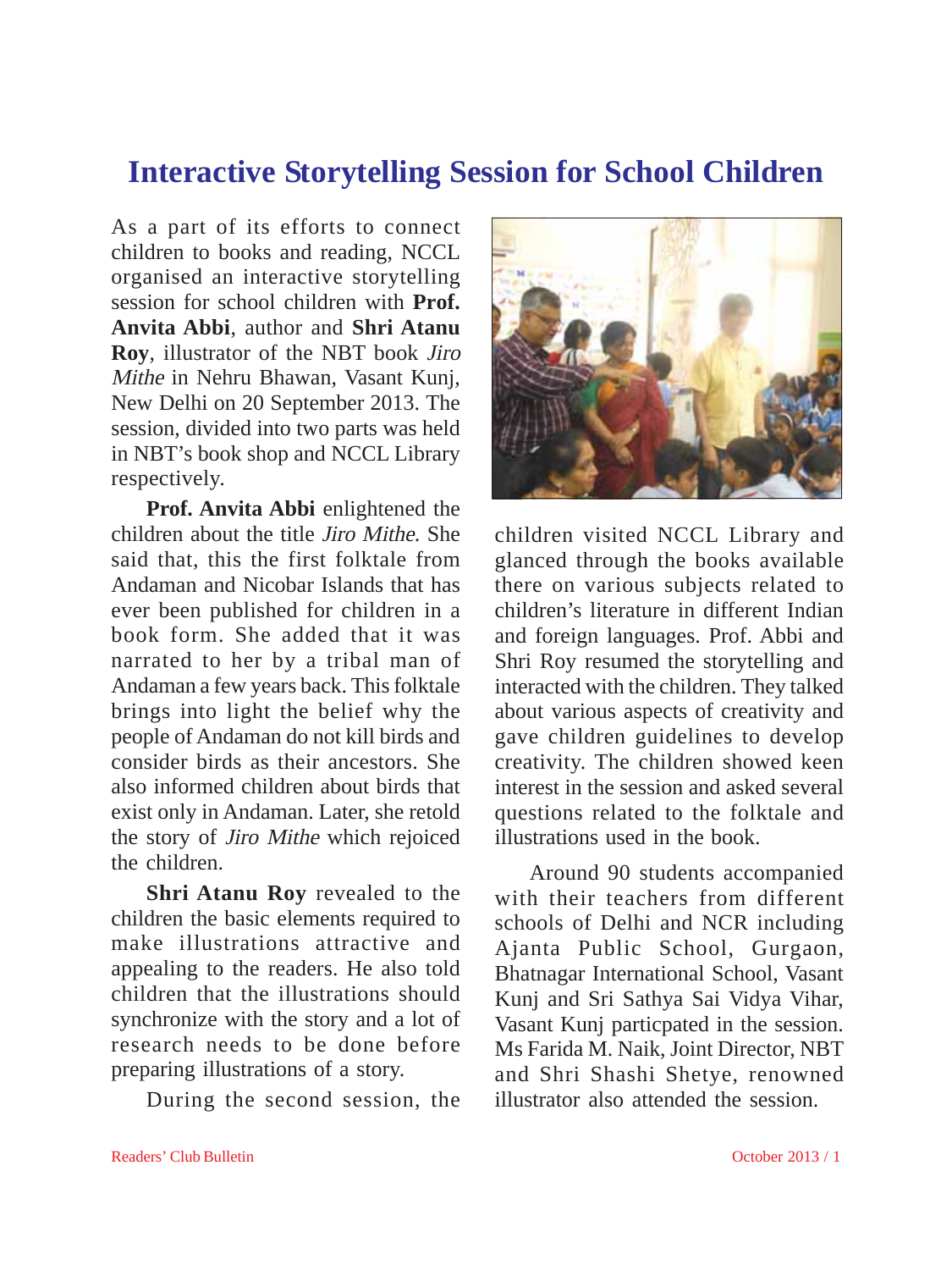# Interactive Storytelling Session for School Children

As a part of its efforts to connect children to books and reading, NCCL organised an interactive storytelling session for school children with **Prof. Anvita Abbi**, author and **Shri Atanu Roy**, illustrator of the NBT book *Jiro Mithe* in Nehru Bhawan, Vasant Kunj, New Delhi on 20 September 2013. The session, divided into two parts was held in NBT's book shop and NCCL Library respectively.

**Prof. Anvita Abbi** enlightened the children about the title *Jiro Mithe.* She said that, this the first folktale from Andaman and Nicobar Islands that has ever been published for children in a book form. She added that it was narrated to her by a tribal man of Andaman a few years back. This folktale brings into light the belief why the people of Andaman do not kill birds and consider birds as their ancestors. She also informed children about birds that exist only in Andaman. Later, she retold the story of *Jiro Mithe* which rejoiced the children.

**Shri Atanu Roy** revealed to the children the basic elements required to make illustrations attractive and appealing to the readers. He also told children that the illustrations should synchronize with the story and a lot of research needs to be done before preparing illustrations of a story.

During the second session, the children visited NCCL Library and glanced through the books available there on various subjects related to children's literature in different Indian and foreign languages. Prof. Abbi and Shri Roy resumed the storytelling and interacted with the children. They talked about various aspects of creativity and gave children guidelines to develop creativity. The children showed keen interest in the session and asked several questions related to the folktale and illustrations used in the book.

Around 90 students accompanied with their teachers from different schools of Delhi and NCR including Ajanta Public School, Gurgaon, Bhatnagar International School, Vasant Kunj and Sri Sathya Sai Vidya Vihar, Vasant Kunj particpated in the session. Ms Farida M. Naik, Joint Director, NBT and Shri Shashi Shetye, renowned illustrator also attended the session.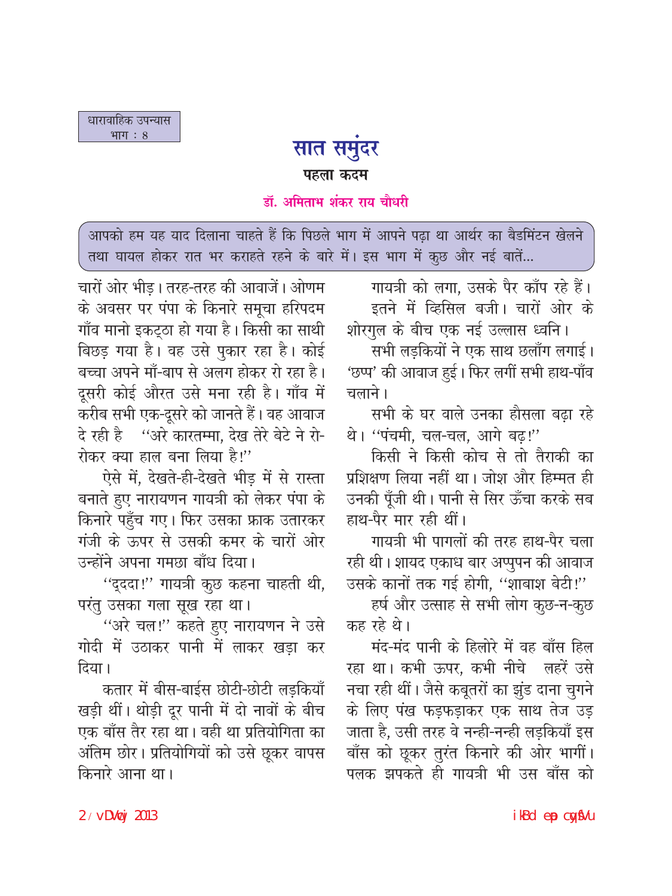धारावाहिक उपन्यास
भाग : 8

# सात समुंदर

## पहला कदम

**डॉ. अमिताभ शंकर राय चौधरी**

आपको हम यह याद दिलाना चाहते हैं कि पिछले भाग में आपने पढ़ा था आर्थर का बैडमिंटन खेलने तथा घायल होकर रात भर कराहते रहने के बारे में। इस भाग में कुछ और नई बातें...

चारों ओर भीड़। तरह-तरह की आवाजें। ओणम के अवसर पर पंपा के किनारे समूचा हरिपदम गाँव मानो इकट्ठा हो गया है। किसी का साथी बिछड़ गया है। वह उसे पुकार रहा है। कोई बच्चा अपने माँ-बाप से अलग होकर रो रहा है। दूसरी कोई औरत उसे मना रही है। गाँव में करीब सभी एक-दूसरे को जानते हैं। वह आवाज दे रही है "अरे कारतम्मा, देख तेरे बेटे ने रो-रोकर क्या हाल बना लिया है!"

ऐसे में, देखते-ही-देखते भीड़ में से रास्ता बनाते हुए नारायणन गायत्री को लेकर पंपा के किनारे पहुँच गए। फिर उसका फ्राक उतारकर गंजी के ऊपर से उसकी कमर के चारों ओर उन्होंने अपना गमछा बाँध दिया।

"ददा!" गायत्री कुछ कहना चाहती थी, परंतु उसका गला सूख रहा था।

"अरे चल!" कहते हुए नारायणन ने उसे गोदी में उठाकर पानी में लाकर खड़ा कर दिया।

कतार में बीस-बाईस छोटी-छोटी लड़कियाँ खड़ी थीं। थोड़ी दूर पानी में दो नावों के बीच एक बाँस तैर रहा था। वही था प्रतियोगिता का अंतिम छोर। प्रतियोगियों को उसे छूकर वापस किनारे आना था।

गायत्री को लगा, उसके पैर काँप रहे हैं।

इतने में व्हिसिल बजी। चारों ओर के शोरगुल के बीच एक नई उल्लास ध्वनि।

सभी लड़कियों ने एक साथ छलाँग लगाई। 'छप्प' की आवाज हुई। फिर लगीं सभी हाथ-पाँव चलाने।

सभी के घर वाले उनका हौसला बढ़ा रहे थे। "पंचमी, चल-चल, आगे बढ़!"

किसी ने किसी कोच से तो तैराकी का प्रशिक्षण लिया नहीं था। जोश और हिम्मत ही उनकी पूँजी थी। पानी से सिर ऊँचा करके सब हाथ-पैर मार रही थीं।

गायत्री भी पागलों की तरह हाथ-पैर चला रही थी। शायद एकाध बार अप्पुपन की आवाज उसके कानों तक गई होगी, "शाबाश बेटी!"

हर्ष और उत्साह से सभी लोग कुछ-न-कुछ कह रहे थे।

मंद-मंद पानी के हिलोरे में वह बाँस हिल रहा था। कभी ऊपर, कभी नीचे लहरें उसे नचा रही थीं। जैसे कबूतरों का झुंड दाना चुगने के लिए पंख फड़फड़ाकर एक साथ तेज उड़ जाता है, उसी तरह वे नन्ही-नन्ही लड़कियाँ इस बाँस को छूकर तुरंत किनारे की ओर भागीं। पलक झपकते ही गायत्री भी उस बाँस को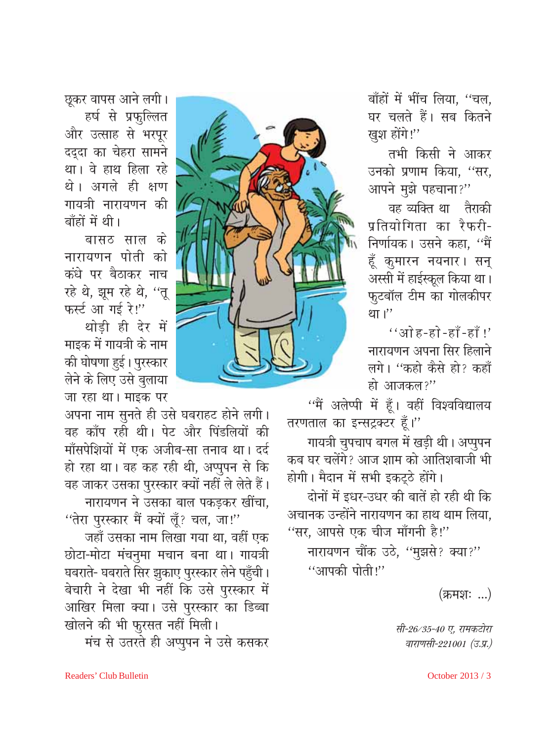छूकर वापस आने लगी।

हर्ष से प्रफुल्लित और उत्साह से भरपूर दद्दा का चेहरा सामने था। वे हाथ हिला रहे थे। अगले ही क्षण गायत्री नारायणन की बाँहों में थी।

बासठ साल के नारायणन पोती को कंधे पर बैठाकर नाच रहे थे, झूम रहे थे, ''तू फर्स्ट आ गई रे!''

थोड़ी ही देर में माइक में गायत्री के नाम की घोषणा हुई। पुरस्कार लेने के लिए उसे बुलाया जा रहा था। माइक पर अपना नाम सुनते ही उसे घबराहट होने लगी। वह काँप रही थी। पेट और पिंडलियों की माँसपेशियों में एक अजीब-सा तनाव था। दर्द हो रहा था। वह कह रही थी, अप्पुपन से कि वह जाकर उसका पुरस्कार क्यों नहीं ले लेते हैं।

नारायणन ने उसका बाल पकड़कर खींचा, ''तेरा पुरस्कार मैं क्यों लूँ? चल, जा!''

जहाँ उसका नाम लिखा गया था, वहीं एक छोटा-मोटा मंचनुमा मचान बना था। गायत्री घबराते- घबराते सिर झुकाए पुरस्कार लेने पहुँची। बेचारी ने देखा भी नहीं कि उसे पुरस्कार में आखिर मिला क्या। उसे पुरस्कार का डिब्बा खोलने की भी फुरसत नहीं मिली।

मंच से उतरते ही अप्पुपन ने उसे कसकर बाँहों में भींच लिया, ''चल, घर चलते हैं। सब कितने खुश होंगे!''

तभी किसी ने आकर उनको प्रणाम किया, ''सर, आपने मुझे पहचाना?''

वह व्यक्ति था तैराकी प्रतियोगिता का रैफरी-निर्णायक। उसने कहा, ''मैं हूँ कुमारन नयनार। सन् अस्सी में हाईस्कूल किया था। फुटबॉल टीम का गोलकीपर था।''

''ओह-हो-हाँ-हाँ!' नारायणन अपना सिर हिलाने लगे। ''कहो कैसे हो? कहाँ हो आजकल?''

''मैं अलेप्पी में हूँ। वहीं विश्वविद्यालय तरणताल का इन्सट्रक्टर हूँ।''

गायत्री चुपचाप बगल में खड़ी थी। अप्पुपन कब घर चलेंगे? आज शाम को आतिशबाजी भी होगी। मैदान में सभी इकट्ठे होंगे।

दोनों में इधर-उधर की बातें हो रही थी कि अचानक उन्होंने नारायणन का हाथ थाम लिया, ''सर, आपसे एक चीज माँगनी है!''

नारायणन चौंक उठे, ''मुझसे? क्या?''

''आपकी पोती!''

(क्रमशः ...)

*सी-26/35-40 ए, रामकटोरा*
*वाराणसी-221001 (उ.प्र.)*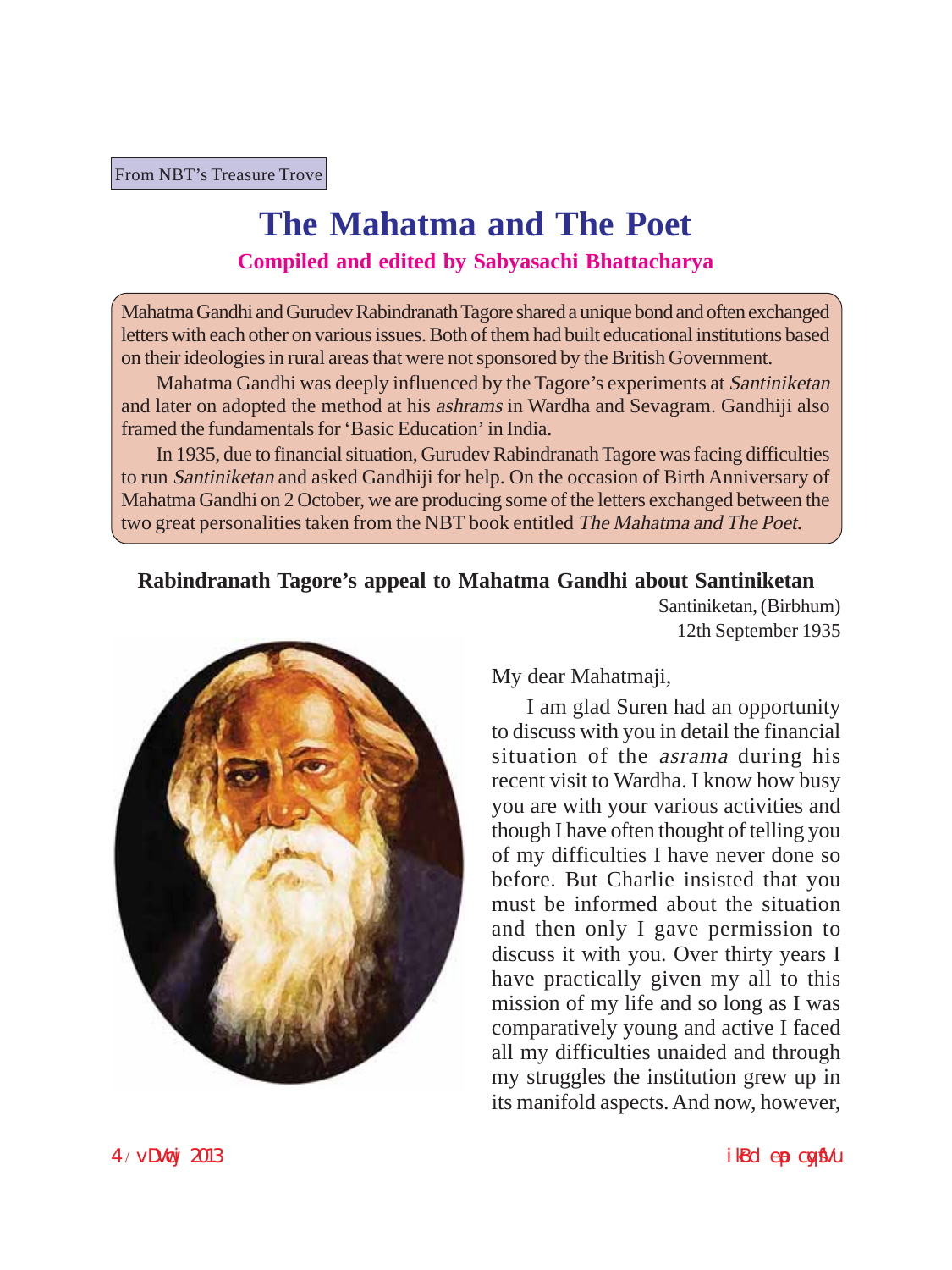From NBT's Treasure Trove

# The Mahatma and The Poet

**Compiled and edited by Sabyasachi Bhattacharya**

Mahatma Gandhi and Gurudev Rabindranath Tagore shared a unique bond and often exchanged letters with each other on various issues. Both of them had built educational institutions based on their ideologies in rural areas that were not sponsored by the British Government.

Mahatma Gandhi was deeply influenced by the Tagore's experiments at *Santiniketan* and later on adopted the method at his *ashrams* in Wardha and Sevagram. Gandhiji also framed the fundamentals for 'Basic Education' in India.

In 1935, due to financial situation, Gurudev Rabindranath Tagore was facing difficulties to run *Santiniketan* and asked Gandhiji for help. On the occasion of Birth Anniversary of Mahatma Gandhi on 2 October, we are producing some of the letters exchanged between the two great personalities taken from the NBT book entitled *The Mahatma and The Poet*.

## Rabindranath Tagore's appeal to Mahatma Gandhi about Santiniketan

Santiniketan, (Birbhum)
12th September 1935

My dear Mahatmaji,

I am glad Suren had an opportunity to discuss with you in detail the financial situation of the *asrama* during his recent visit to Wardha. I know how busy you are with your various activities and though I have often thought of telling you of my difficulties I have never done so before. But Charlie insisted that you must be informed about the situation and then only I gave permission to discuss it with you. Over thirty years I have practically given my all to this mission of my life and so long as I was comparatively young and active I faced all my difficulties unaided and through my struggles the institution grew up in its manifold aspects. And now, however,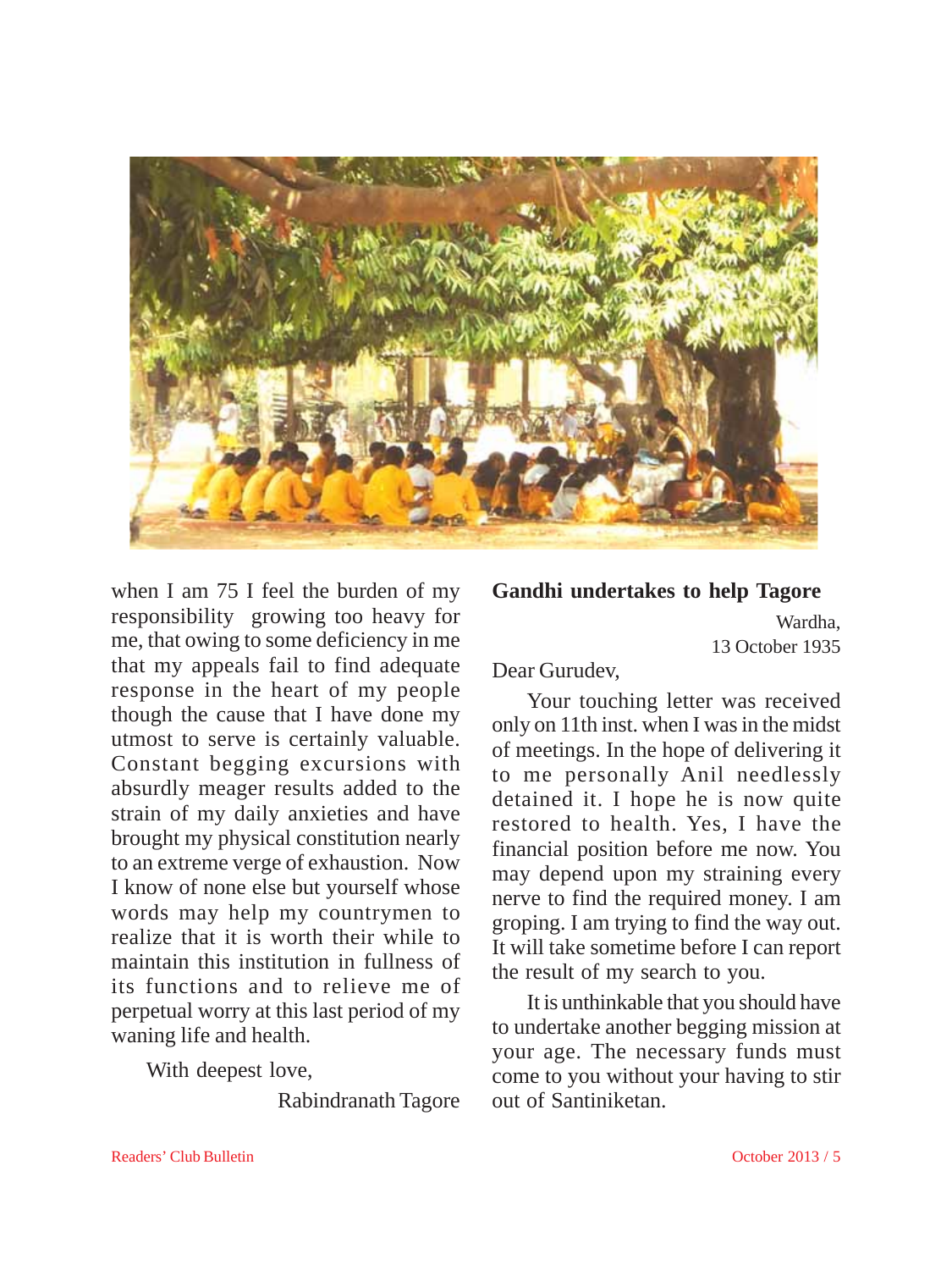when I am 75 I feel the burden of my responsibility growing too heavy for me, that owing to some deficiency in me that my appeals fail to find adequate response in the heart of my people though the cause that I have done my utmost to serve is certainly valuable. Constant begging excursions with absurdly meager results added to the strain of my daily anxieties and have brought my physical constitution nearly to an extreme verge of exhaustion. Now I know of none else but yourself whose words may help my countrymen to realize that it is worth their while to maintain this institution in fullness of its functions and to relieve me of perpetual worry at this last period of my waning life and health.

With deepest love,

Rabindranath Tagore

**Gandhi undertakes to help Tagore**

Wardha,
13 October 1935

Dear Gurudev,

Your touching letter was received only on 11th inst. when I was in the midst of meetings. In the hope of delivering it to me personally Anil needlessly detained it. I hope he is now quite restored to health. Yes, I have the financial position before me now. You may depend upon my straining every nerve to find the required money. I am groping. I am trying to find the way out. It will take sometime before I can report the result of my search to you.

It is unthinkable that you should have to undertake another begging mission at your age. The necessary funds must come to you without your having to stir out of Santiniketan.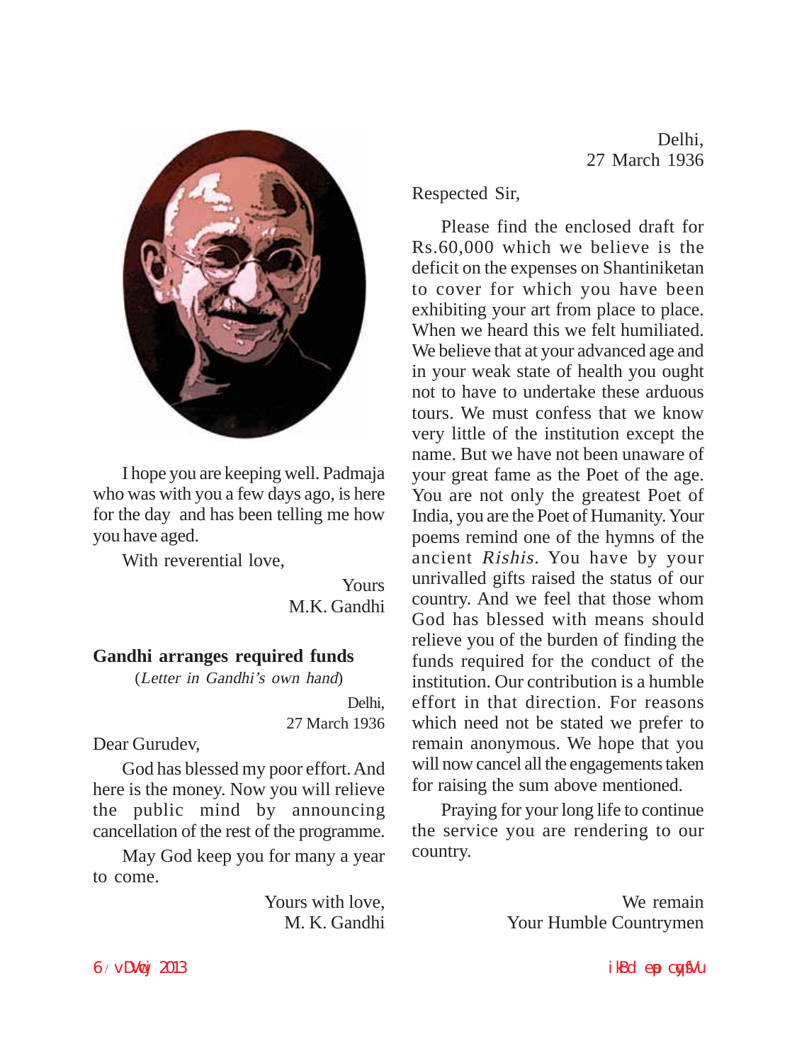I hope you are keeping well. Padmaja who was with you a few days ago, is here for the day and has been telling me how you have aged.

With reverential love,

Yours
M.K. Gandhi

**Gandhi arranges required funds**

(*Letter in Gandhi's own hand*)

Delhi,
27 March 1936

Dear Gurudev,

God has blessed my poor effort. And here is the money. Now you will relieve the public mind by announcing cancellation of the rest of the programme.

May God keep you for many a year to come.

Yours with love,
M. K. Gandhi

Delhi,
27 March 1936

Respected Sir,

Please find the enclosed draft for Rs.60,000 which we believe is the deficit on the expenses on Shantiniketan to cover for which you have been exhibiting your art from place to place. When we heard this we felt humiliated. We believe that at your advanced age and in your weak state of health you ought not to have to undertake these arduous tours. We must confess that we know very little of the institution except the name. But we have not been unaware of your great fame as the Poet of the age. You are not only the greatest Poet of India, you are the Poet of Humanity. Your poems remind one of the hymns of the ancient *Rishis.* You have by your unrivalled gifts raised the status of our country. And we feel that those whom God has blessed with means should relieve you of the burden of finding the funds required for the conduct of the institution. Our contribution is a humble effort in that direction. For reasons which need not be stated we prefer to remain anonymous. We hope that you will now cancel all the engagements taken for raising the sum above mentioned.

Praying for your long life to continue the service you are rendering to our country.

We remain
Your Humble Countrymen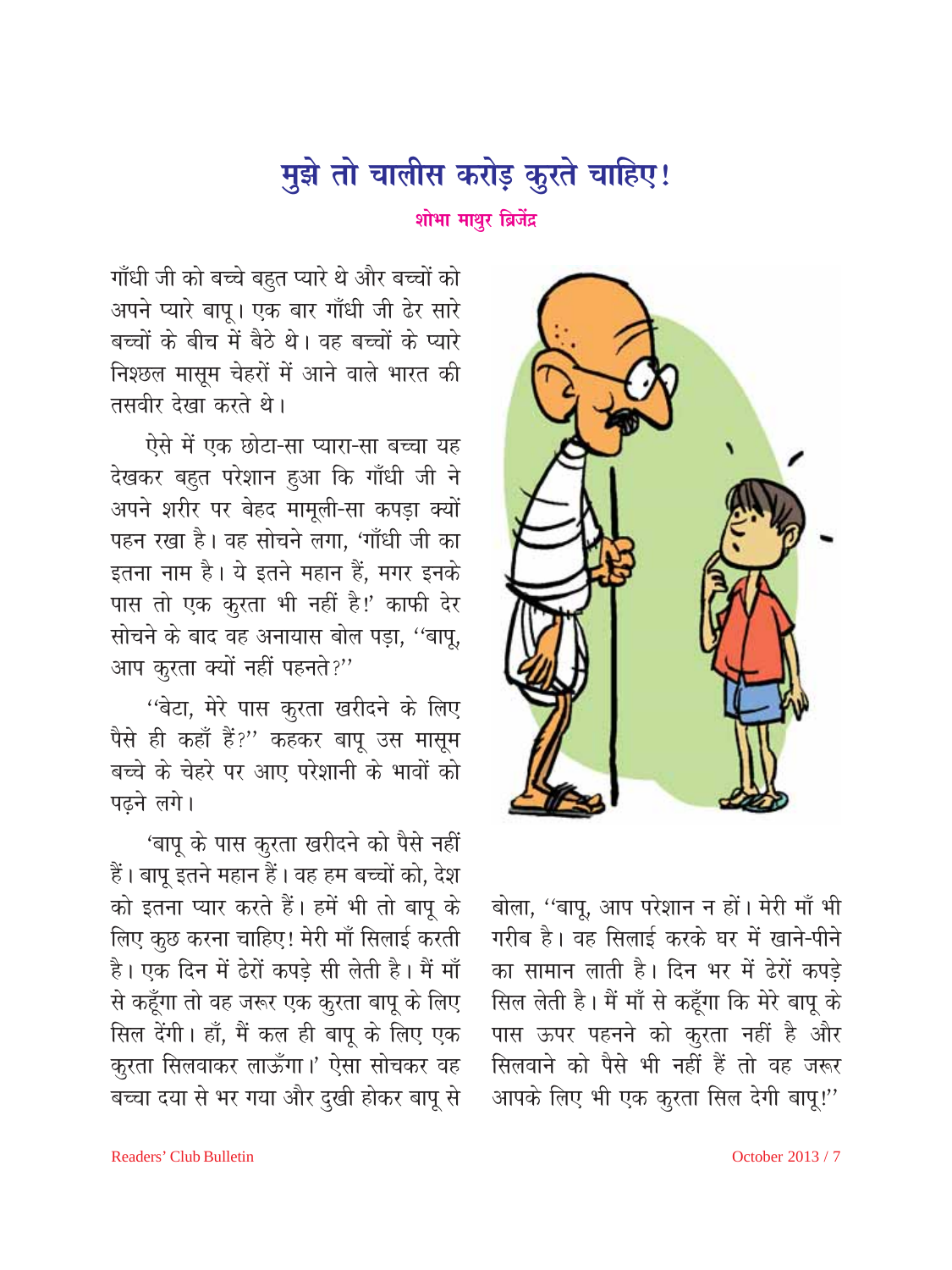# मुझे तो चालीस करोड़ कुरते चाहिए!

**शोभा माथुर ब्रिजेंद्र**

गाँधी जी को बच्चे बहुत प्यारे थे और बच्चों को अपने प्यारे बापू। एक बार गाँधी जी ढेर सारे बच्चों के बीच में बैठे थे। वह बच्चों के प्यारे निश्छल मासूम चेहरों में आने वाले भारत की तसवीर देखा करते थे।

ऐसे में एक छोटा-सा प्यारा-सा बच्चा यह देखकर बहुत परेशान हुआ कि गाँधी जी ने अपने शरीर पर बेहद मामूली-सा कपड़ा क्यों पहन रखा है। वह सोचने लगा, 'गाँधी जी का इतना नाम है। ये इतने महान हैं, मगर इनके पास तो एक कुरता भी नहीं है!' काफी देर सोचने के बाद वह अनायास बोल पड़ा, "बापू, आप कुरता क्यों नहीं पहनते?"

"बेटा, मेरे पास कुरता खरीदने के लिए पैसे ही कहाँ हैं?" कहकर बापू उस मासूम बच्चे के चेहरे पर आए परेशानी के भावों को पढ़ने लगे।

'बापू के पास कुरता खरीदने को पैसे नहीं हैं। बापू इतने महान हैं। वह हम बच्चों को, देश को इतना प्यार करते हैं। हमें भी तो बापू के लिए कुछ करना चाहिए! मेरी माँ सिलाई करती है। एक दिन में ढेरों कपड़े सी लेती है। मैं माँ से कहूँगा तो वह जरूर एक कुरता बापू के लिए सिल देंगी। हाँ, मैं कल ही बापू के लिए एक कुरता सिलवाकर लाऊँगा।' ऐसा सोचकर वह बच्चा दया से भर गया और दुखी होकर बापू से बोला, "बापू, आप परेशान न हों। मेरी माँ भी गरीब है। वह सिलाई करके घर में खाने-पीने का सामान लाती है। दिन भर में ढेरों कपड़े सिल लेती है। मैं माँ से कहूँगा कि मेरे बापू के पास ऊपर पहनने को कुरता नहीं है और सिलवाने को पैसे भी नहीं हैं तो वह जरूर आपके लिए भी एक कुरता सिल देगी बापू!"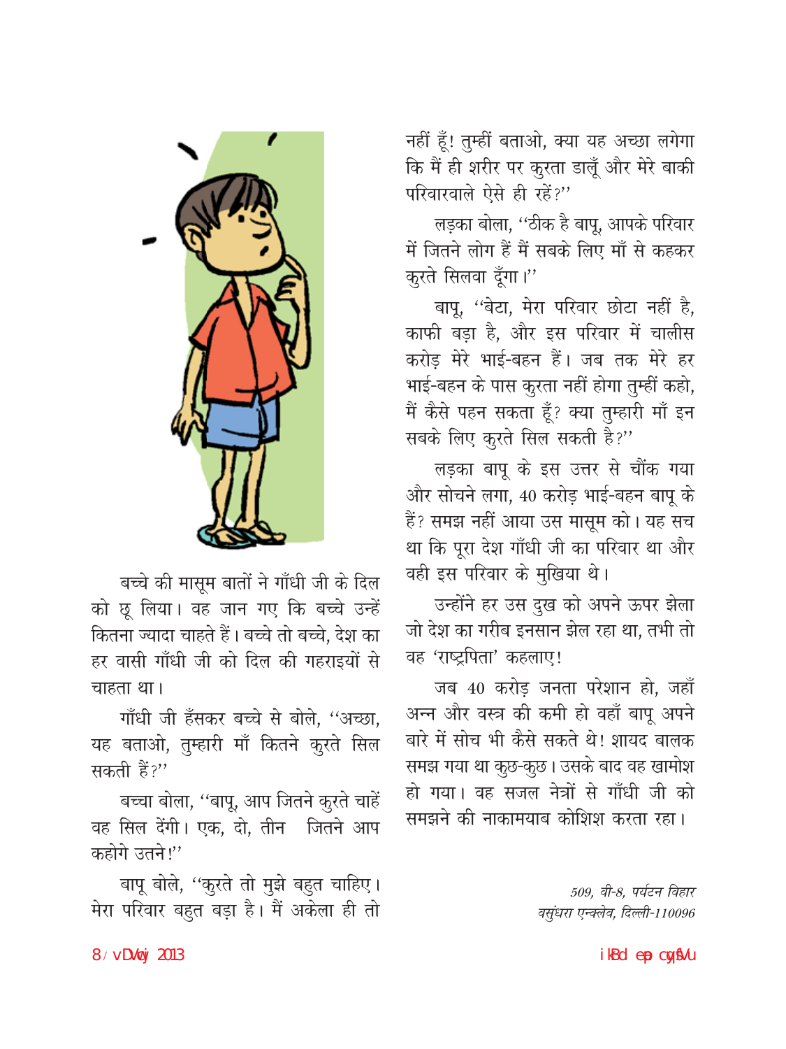बच्चे की मासूम बातों ने गाँधी जी के दिल को छू लिया। वह जान गए कि बच्चे उन्हें कितना ज्यादा चाहते हैं। बच्चे तो बच्चे, देश का हर वासी गाँधी जी को दिल की गहराइयों से चाहता था।

गाँधी जी हँसकर बच्चे से बोले, "अच्छा, यह बताओ, तुम्हारी माँ कितने कुरते सिल सकती हैं?"

बच्चा बोला, "बापू, आप जितने कुरते चाहें वह सिल देंगी। एक, दो, तीन  जितने आप कहोगे उतने!"

बापू बोले, "कुरते तो मुझे बहुत चाहिए। मेरा परिवार बहुत बड़ा है। मैं अकेला ही तो नहीं हूँ! तुम्हीं बताओ, क्या यह अच्छा लगेगा कि मैं ही शरीर पर कुरता डालूँ और मेरे बाकी परिवारवाले ऐसे ही रहें?"

लड़का बोला, "ठीक है बापू, आपके परिवार में जितने लोग हैं मैं सबके लिए माँ से कहकर कुरते सिलवा दूँगा।"

बापू, "बेटा, मेरा परिवार छोटा नहीं है, काफी बड़ा है, और इस परिवार में चालीस करोड़ मेरे भाई-बहन हैं। जब तक मेरे हर भाई-बहन के पास कुरता नहीं होगा तुम्हीं कहो, मैं कैसे पहन सकता हूँ? क्या तुम्हारी माँ इन सबके लिए कुरते सिल सकती है?"

लड़का बापू के इस उत्तर से चौंक गया और सोचने लगा, 40 करोड़ भाई-बहन बापू के हैं? समझ नहीं आया उस मासूम को। यह सच था कि पूरा देश गाँधी जी का परिवार था और वही इस परिवार के मुखिया थे।

उन्होंने हर उस दुख को अपने ऊपर झेला जो देश का गरीब इनसान झेल रहा था, तभी तो वह 'राष्ट्रपिता' कहलाए!

जब 40 करोड़ जनता परेशान हो, जहाँ अन्न और वस्त्र की कमी हो वहाँ बापू अपने बारे में सोच भी कैसे सकते थे! शायद बालक समझ गया था कुछ-कुछ। उसके बाद वह खामोश हो गया। वह सजल नेत्रों से गाँधी जी को समझने की नाकामयाब कोशिश करता रहा।

*509, वी-8, पर्यटन विहार*
*वसुंधरा एन्क्लेव, दिल्ली-110096*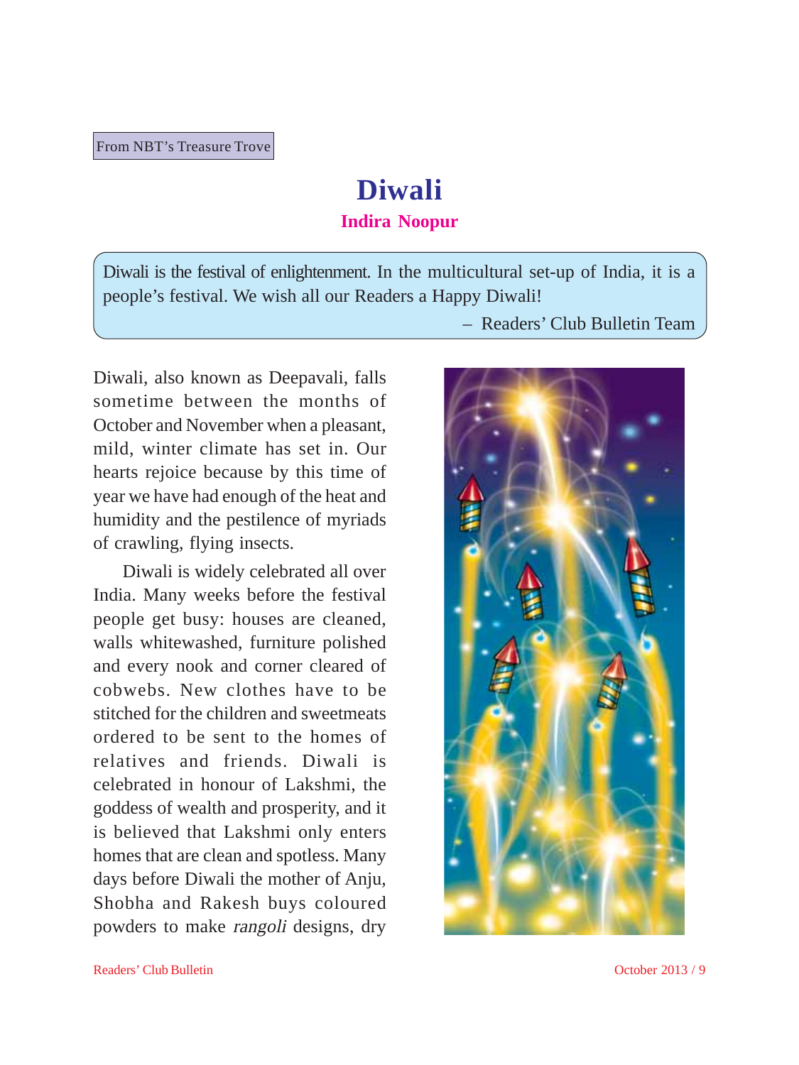From NBT's Treasure Trove

# Diwali

**Indira Noopur**

> Diwali is the festival of enlightenment. In the multicultural set-up of India, it is a people's festival. We wish all our Readers a Happy Diwali!
>
> – Readers' Club Bulletin Team

Diwali, also known as Deepavali, falls sometime between the months of October and November when a pleasant, mild, winter climate has set in. Our hearts rejoice because by this time of year we have had enough of the heat and humidity and the pestilence of myriads of crawling, flying insects.

Diwali is widely celebrated all over India. Many weeks before the festival people get busy: houses are cleaned, walls whitewashed, furniture polished and every nook and corner cleared of cobwebs. New clothes have to be stitched for the children and sweetmeats ordered to be sent to the homes of relatives and friends. Diwali is celebrated in honour of Lakshmi, the goddess of wealth and prosperity, and it is believed that Lakshmi only enters homes that are clean and spotless. Many days before Diwali the mother of Anju, Shobha and Rakesh buys coloured powders to make *rangoli* designs, dry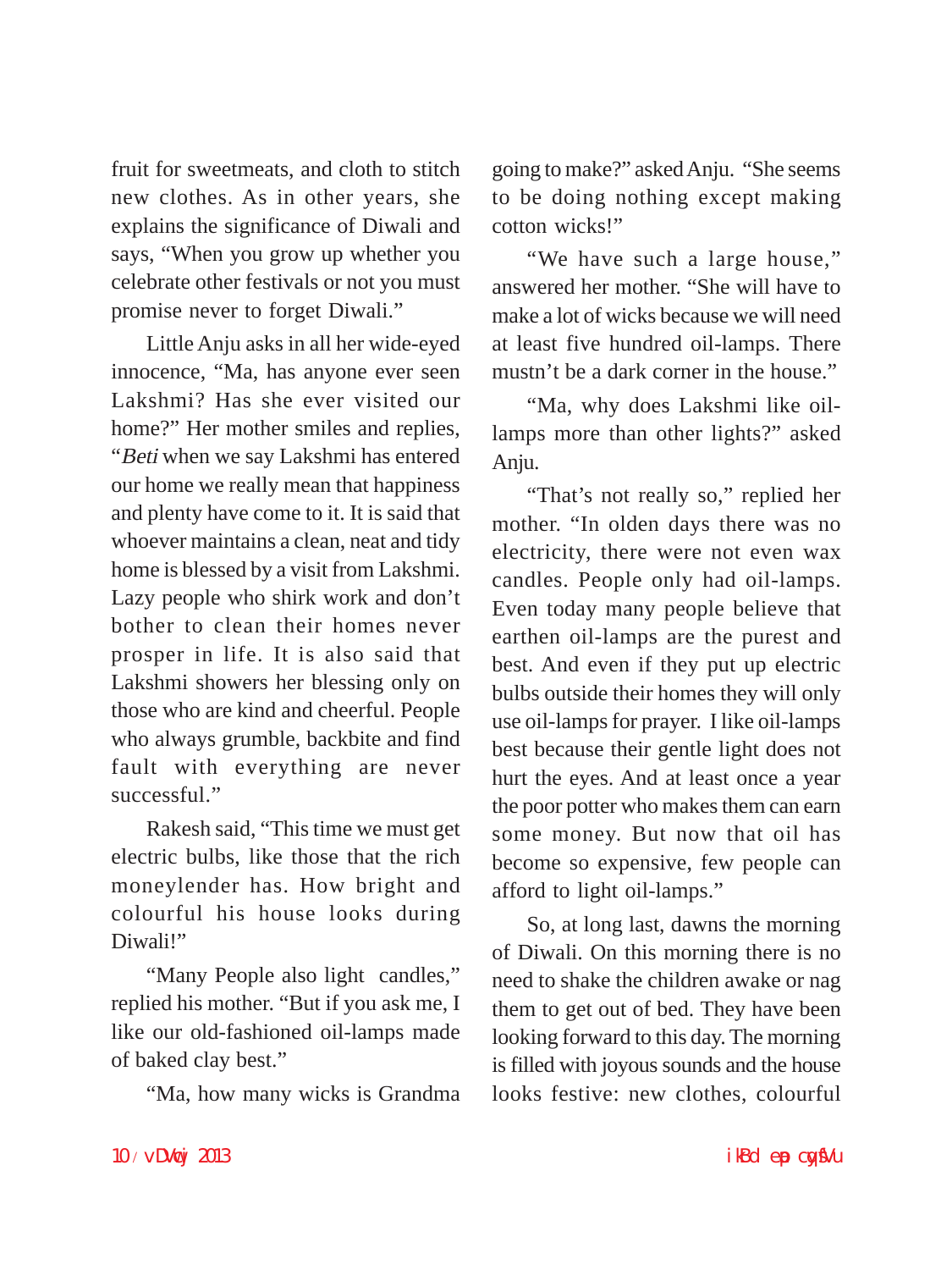fruit for sweetmeats, and cloth to stitch new clothes. As in other years, she explains the significance of Diwali and says, "When you grow up whether you celebrate other festivals or not you must promise never to forget Diwali."

Little Anju asks in all her wide-eyed innocence, "Ma, has anyone ever seen Lakshmi? Has she ever visited our home?" Her mother smiles and replies, "*Beti* when we say Lakshmi has entered our home we really mean that happiness and plenty have come to it. It is said that whoever maintains a clean, neat and tidy home is blessed by a visit from Lakshmi. Lazy people who shirk work and don't bother to clean their homes never prosper in life. It is also said that Lakshmi showers her blessing only on those who are kind and cheerful. People who always grumble, backbite and find fault with everything are never successful."

Rakesh said, "This time we must get electric bulbs, like those that the rich moneylender has. How bright and colourful his house looks during Diwali!"

"Many People also light candles," replied his mother. "But if you ask me, I like our old-fashioned oil-lamps made of baked clay best."

"Ma, how many wicks is Grandma going to make?" asked Anju. "She seems to be doing nothing except making cotton wicks!"

"We have such a large house," answered her mother. "She will have to make a lot of wicks because we will need at least five hundred oil-lamps. There mustn't be a dark corner in the house."

"Ma, why does Lakshmi like oil-lamps more than other lights?" asked Anju.

"That's not really so," replied her mother. "In olden days there was no electricity, there were not even wax candles. People only had oil-lamps. Even today many people believe that earthen oil-lamps are the purest and best. And even if they put up electric bulbs outside their homes they will only use oil-lamps for prayer. I like oil-lamps best because their gentle light does not hurt the eyes. And at least once a year the poor potter who makes them can earn some money. But now that oil has become so expensive, few people can afford to light oil-lamps."

So, at long last, dawns the morning of Diwali. On this morning there is no need to shake the children awake or nag them to get out of bed. They have been looking forward to this day. The morning is filled with joyous sounds and the house looks festive: new clothes, colourful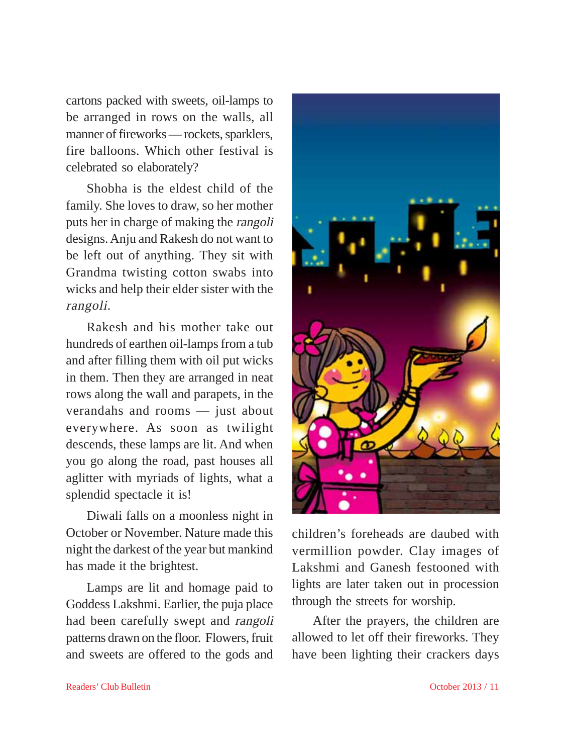cartons packed with sweets, oil-lamps to be arranged in rows on the walls, all manner of fireworks — rockets, sparklers, fire balloons. Which other festival is celebrated so elaborately?

Shobha is the eldest child of the family. She loves to draw, so her mother puts her in charge of making the *rangoli* designs. Anju and Rakesh do not want to be left out of anything. They sit with Grandma twisting cotton swabs into wicks and help their elder sister with the *rangoli*.

Rakesh and his mother take out hundreds of earthen oil-lamps from a tub and after filling them with oil put wicks in them. Then they are arranged in neat rows along the wall and parapets, in the verandahs and rooms — just about everywhere. As soon as twilight descends, these lamps are lit. And when you go along the road, past houses all aglitter with myriads of lights, what a splendid spectacle it is!

Diwali falls on a moonless night in October or November. Nature made this night the darkest of the year but mankind has made it the brightest.

Lamps are lit and homage paid to Goddess Lakshmi. Earlier, the puja place had been carefully swept and *rangoli* patterns drawn on the floor. Flowers, fruit and sweets are offered to the gods and children's foreheads are daubed with vermillion powder. Clay images of Lakshmi and Ganesh festooned with lights are later taken out in procession through the streets for worship.

After the prayers, the children are allowed to let off their fireworks. They have been lighting their crackers days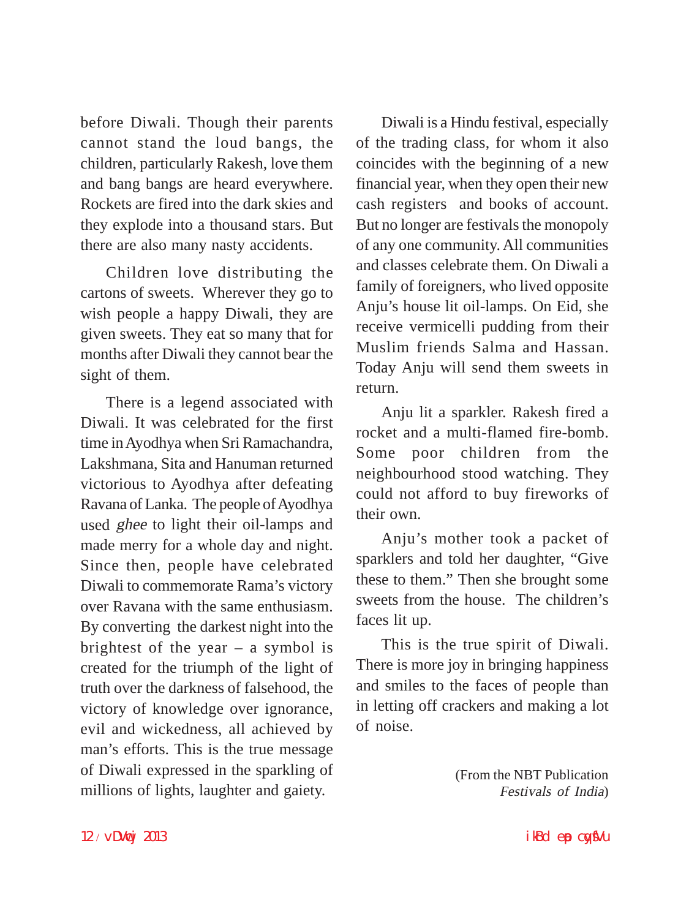before Diwali. Though their parents cannot stand the loud bangs, the children, particularly Rakesh, love them and bang bangs are heard everywhere. Rockets are fired into the dark skies and they explode into a thousand stars. But there are also many nasty accidents.

Children love distributing the cartons of sweets. Wherever they go to wish people a happy Diwali, they are given sweets. They eat so many that for months after Diwali they cannot bear the sight of them.

There is a legend associated with Diwali. It was celebrated for the first time in Ayodhya when Sri Ramachandra, Lakshmana, Sita and Hanuman returned victorious to Ayodhya after defeating Ravana of Lanka. The people of Ayodhya used *ghee* to light their oil-lamps and made merry for a whole day and night. Since then, people have celebrated Diwali to commemorate Rama's victory over Ravana with the same enthusiasm. By converting the darkest night into the brightest of the year – a symbol is created for the triumph of the light of truth over the darkness of falsehood, the victory of knowledge over ignorance, evil and wickedness, all achieved by man's efforts. This is the true message of Diwali expressed in the sparkling of millions of lights, laughter and gaiety.

Diwali is a Hindu festival, especially of the trading class, for whom it also coincides with the beginning of a new financial year, when they open their new cash registers and books of account. But no longer are festivals the monopoly of any one community. All communities and classes celebrate them. On Diwali a family of foreigners, who lived opposite Anju's house lit oil-lamps. On Eid, she receive vermicelli pudding from their Muslim friends Salma and Hassan. Today Anju will send them sweets in return.

Anju lit a sparkler. Rakesh fired a rocket and a multi-flamed fire-bomb. Some poor children from the neighbourhood stood watching. They could not afford to buy fireworks of their own.

Anju's mother took a packet of sparklers and told her daughter, "Give these to them." Then she brought some sweets from the house. The children's faces lit up.

This is the true spirit of Diwali. There is more joy in bringing happiness and smiles to the faces of people than in letting off crackers and making a lot of noise.

(From the NBT Publication *Festivals of India*)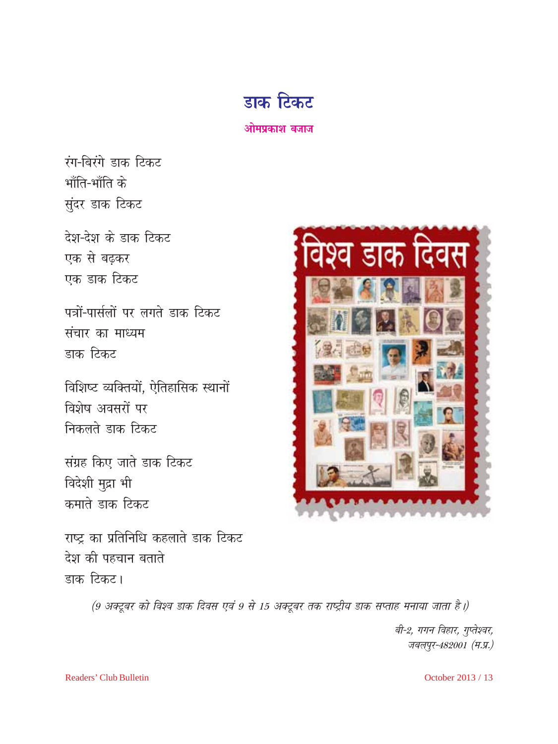# डाक टिकट

**ओमप्रकाश बजाज**

रंग-बिरंगे डाक टिकट
भाँति-भाँति के
सुंदर डाक टिकट

देश-देश के डाक टिकट
एक से बढ़कर
एक डाक टिकट

पत्रों-पार्सलों पर लगते डाक टिकट
संचार का माध्यम
डाक टिकट

विशिष्ट व्यक्तियों, ऐतिहासिक स्थानों
विशेष अवसरों पर
निकलते डाक टिकट

संग्रह किए जाते डाक टिकट
विदेशी मुद्रा भी
कमाते डाक टिकट

राष्ट्र का प्रतिनिधि कहलाते डाक टिकट
देश की पहचान बताते
डाक टिकट।

*(9 अक्टूबर को विश्व डाक दिवस एवं 9 से 15 अक्टूबर तक राष्ट्रीय डाक सप्ताह मनाया जाता है।)*

*बी-2, गगन विहार, गुप्तेश्वर,*
*जबलपुर-482001 (म.प्र.)*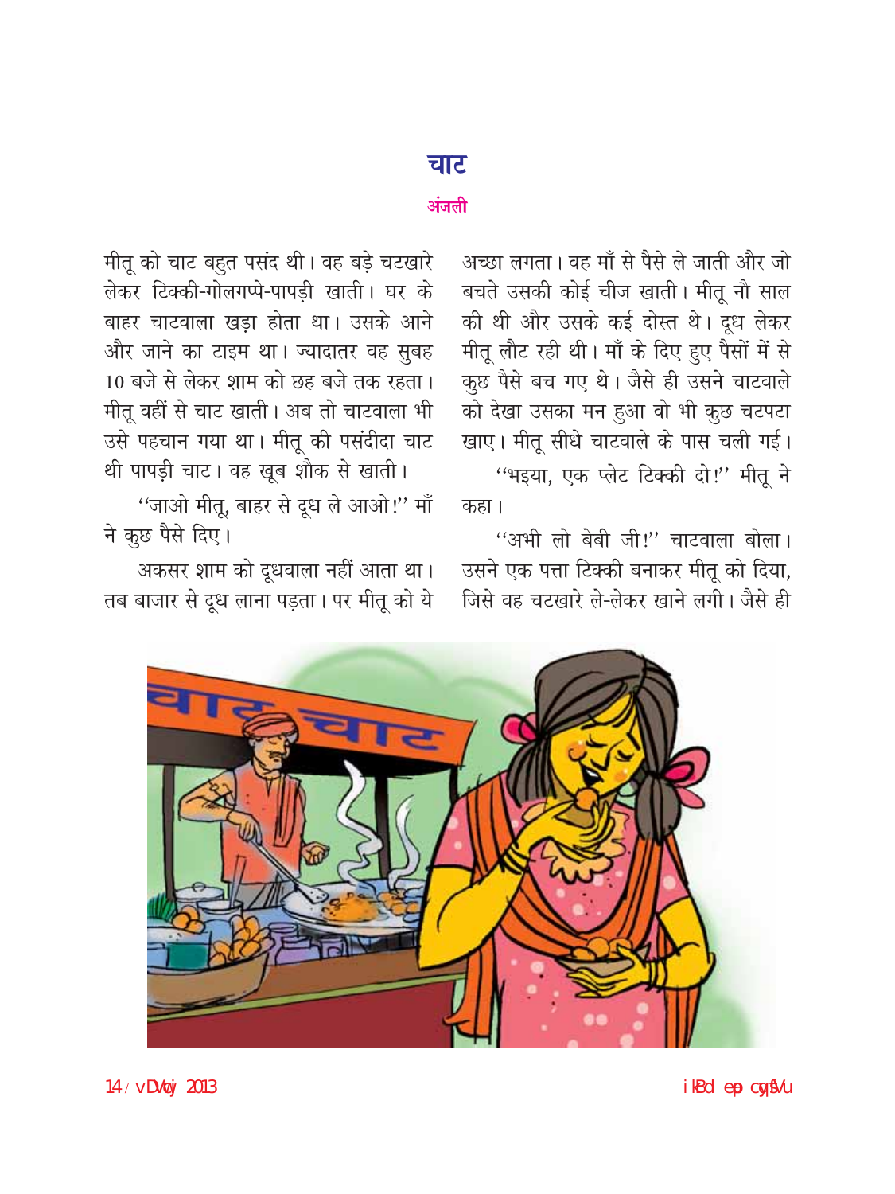# चाट

**अंजली**

मीतू को चाट बहुत पसंद थी। वह बड़े चटखारे लेकर टिक्की-गोलगप्पे-पापड़ी खाती। घर के बाहर चाटवाला खड़ा होता था। उसके आने और जाने का टाइम था। ज्यादातर वह सुबह 10 बजे से लेकर शाम को छह बजे तक रहता। मीतू वहीं से चाट खाती। अब तो चाटवाला भी उसे पहचान गया था। मीतू की पसंदीदा चाट थी पापड़ी चाट। वह खूब शौक से खाती।

"जाओ मीतू, बाहर से दूध ले आओ!" माँ ने कुछ पैसे दिए।

अकसर शाम को दूधवाला नहीं आता था। तब बाजार से दूध लाना पड़ता। पर मीतू को ये अच्छा लगता। वह माँ से पैसे ले जाती और जो बचते उसकी कोई चीज खाती। मीतू नौ साल की थी और उसके कई दोस्त थे। दूध लेकर मीतू लौट रही थी। माँ के दिए हुए पैसों में से कुछ पैसे बच गए थे। जैसे ही उसने चाटवाले को देखा उसका मन हुआ वो भी कुछ चटपटा खाए। मीतू सीधे चाटवाले के पास चली गई।

"भइया, एक प्लेट टिक्की दो!" मीतू ने कहा।

"अभी लो बेबी जी!" चाटवाला बोला। उसने एक पत्ता टिक्की बनाकर मीतू को दिया, जिसे वह चटखारे ले-लेकर खाने लगी। जैसे ही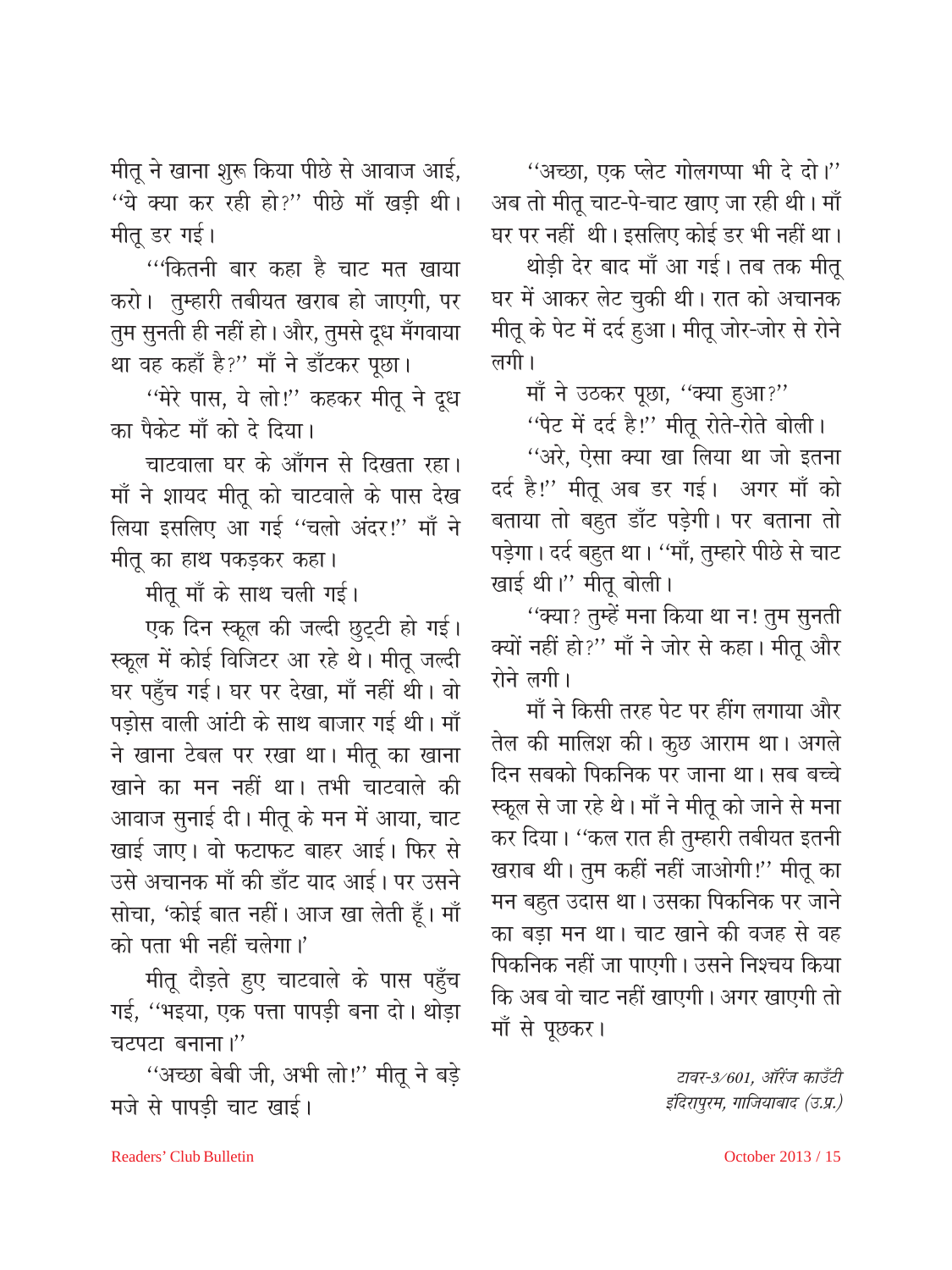मीतू ने खाना शुरू किया पीछे से आवाज आई, "ये क्या कर रही हो?" पीछे माँ खड़ी थी। मीतू डर गई।

"'कितनी बार कहा है चाट मत खाया करो। तुम्हारी तबीयत खराब हो जाएगी, पर तुम सुनती ही नहीं हो। और, तुमसे दूध मँगवाया था वह कहाँ है?" माँ ने डाँटकर पूछा।

"मेरे पास, ये लो!" कहकर मीतू ने दूध का पैकेट माँ को दे दिया।

चाटवाला घर के आँगन से दिखता रहा। माँ ने शायद मीतू को चाटवाले के पास देख लिया इसलिए आ गई "चलो अंदर!" माँ ने मीतू का हाथ पकड़कर कहा।

मीतू माँ के साथ चली गई।

एक दिन स्कूल की जल्दी छुट्टी हो गई। स्कूल में कोई विजिटर आ रहे थे। मीतू जल्दी घर पहुँच गई। घर पर देखा, माँ नहीं थी। वो पड़ोस वाली आंटी के साथ बाजार गई थी। माँ ने खाना टेबल पर रखा था। मीतू का खाना खाने का मन नहीं था। तभी चाटवाले की आवाज सुनाई दी। मीतू के मन में आया, चाट खाई जाए। वो फटाफट बाहर आई। फिर से उसे अचानक माँ की डाँट याद आई। पर उसने सोचा, 'कोई बात नहीं। आज खा लेती हूँ। माँ को पता भी नहीं चलेगा।'

मीतू दौड़ते हुए चाटवाले के पास पहुँच गई, "भइया, एक पत्ता पापड़ी बना दो। थोड़ा चटपटा बनाना।"

"अच्छा बेबी जी, अभी लो!" मीतू ने बड़े मजे से पापड़ी चाट खाई।

"अच्छा, एक प्लेट गोलगप्पा भी दे दो।" अब तो मीतू चाट-पे-चाट खाए जा रही थी। माँ घर पर नहीं थी। इसलिए कोई डर भी नहीं था।

थोड़ी देर बाद माँ आ गई। तब तक मीतू घर में आकर लेट चुकी थी। रात को अचानक मीतू के पेट में दर्द हुआ। मीतू जोर-जोर से रोने लगी।

माँ ने उठकर पूछा, "क्या हुआ?"

"पेट में दर्द है!" मीतू रोते-रोते बोली।

"अरे, ऐसा क्या खा लिया था जो इतना दर्द है!" मीतू अब डर गई। अगर माँ को बताया तो बहुत डाँट पड़ेगी। पर बताना तो पड़ेगा। दर्द बहुत था। "माँ, तुम्हारे पीछे से चाट खाई थी।" मीतू बोली।

"क्या? तुम्हें मना किया था न! तुम सुनती क्यों नहीं हो?" माँ ने जोर से कहा। मीतू और रोने लगी।

माँ ने किसी तरह पेट पर हींग लगाया और तेल की मालिश की। कुछ आराम था। अगले दिन सबको पिकनिक पर जाना था। सब बच्चे स्कूल से जा रहे थे। माँ ने मीतू को जाने से मना कर दिया। "कल रात ही तुम्हारी तबीयत इतनी खराब थी। तुम कहीं नहीं जाओगी!" मीतू का मन बहुत उदास था। उसका पिकनिक पर जाने का बड़ा मन था। चाट खाने की वजह से वह पिकनिक नहीं जा पाएगी। उसने निश्चय किया कि अब वो चाट नहीं खाएगी। अगर खाएगी तो माँ से पूछकर।

*टावर-3/601, ऑरेंज काउँटी*
*इंदिरापुरम, गाजियाबाद (उ.प्र.)*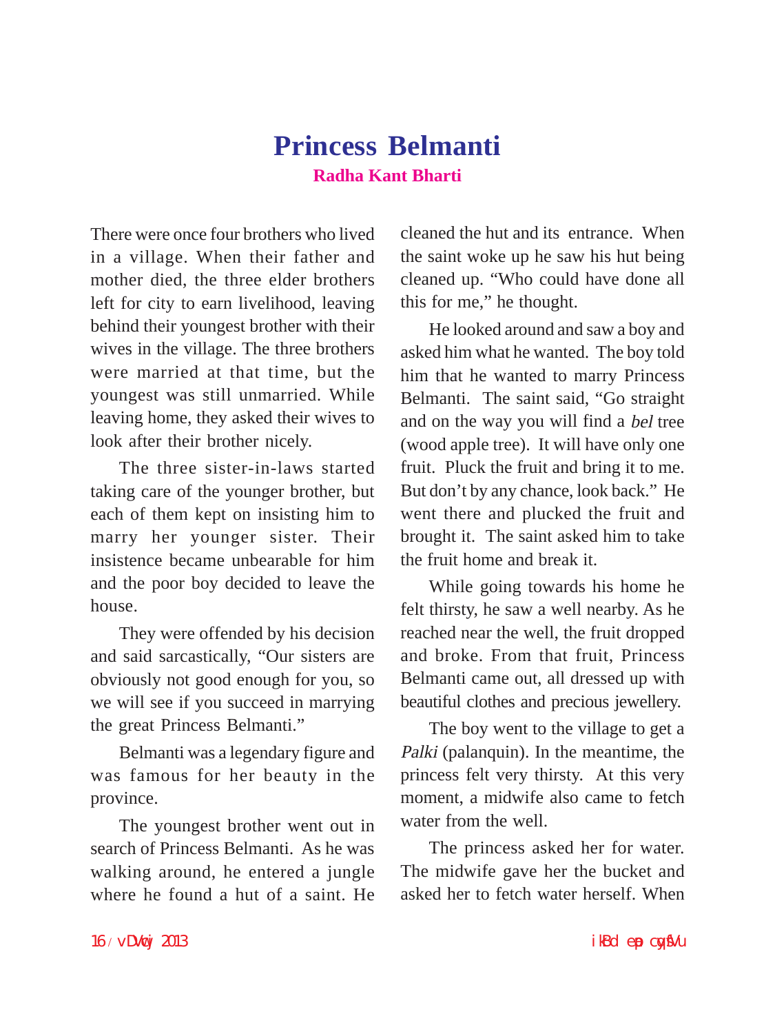# Princess Belmanti

**Radha Kant Bharti**

There were once four brothers who lived in a village. When their father and mother died, the three elder brothers left for city to earn livelihood, leaving behind their youngest brother with their wives in the village. The three brothers were married at that time, but the youngest was still unmarried. While leaving home, they asked their wives to look after their brother nicely.

The three sister-in-laws started taking care of the younger brother, but each of them kept on insisting him to marry her younger sister. Their insistence became unbearable for him and the poor boy decided to leave the house.

They were offended by his decision and said sarcastically, "Our sisters are obviously not good enough for you, so we will see if you succeed in marrying the great Princess Belmanti."

Belmanti was a legendary figure and was famous for her beauty in the province.

The youngest brother went out in search of Princess Belmanti. As he was walking around, he entered a jungle where he found a hut of a saint. He cleaned the hut and its entrance. When the saint woke up he saw his hut being cleaned up. "Who could have done all this for me," he thought.

He looked around and saw a boy and asked him what he wanted. The boy told him that he wanted to marry Princess Belmanti. The saint said, "Go straight and on the way you will find a *bel* tree (wood apple tree). It will have only one fruit. Pluck the fruit and bring it to me. But don't by any chance, look back." He went there and plucked the fruit and brought it. The saint asked him to take the fruit home and break it.

While going towards his home he felt thirsty, he saw a well nearby. As he reached near the well, the fruit dropped and broke. From that fruit, Princess Belmanti came out, all dressed up with beautiful clothes and precious jewellery.

The boy went to the village to get a *Palki* (palanquin). In the meantime, the princess felt very thirsty. At this very moment, a midwife also came to fetch water from the well.

The princess asked her for water. The midwife gave her the bucket and asked her to fetch water herself. When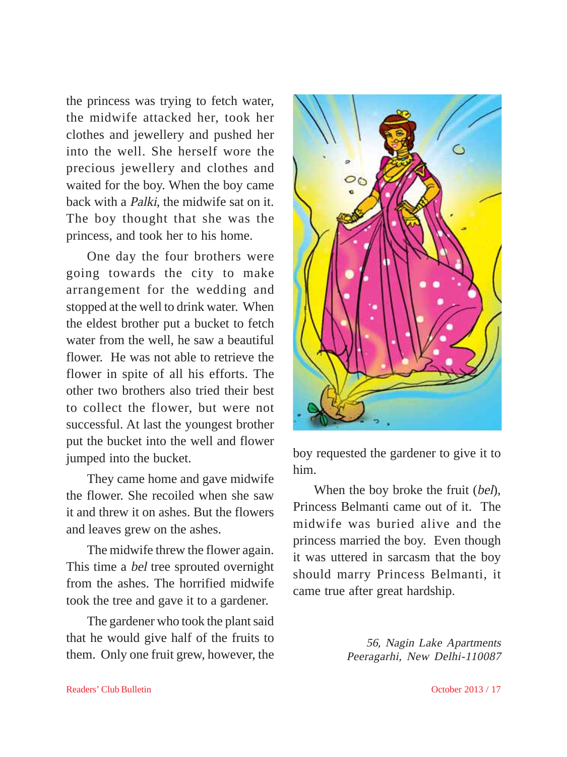the princess was trying to fetch water, the midwife attacked her, took her clothes and jewellery and pushed her into the well. She herself wore the precious jewellery and clothes and waited for the boy. When the boy came back with a *Palki*, the midwife sat on it. The boy thought that she was the princess, and took her to his home.

One day the four brothers were going towards the city to make arrangement for the wedding and stopped at the well to drink water. When the eldest brother put a bucket to fetch water from the well, he saw a beautiful flower. He was not able to retrieve the flower in spite of all his efforts. The other two brothers also tried their best to collect the flower, but were not successful. At last the youngest brother put the bucket into the well and flower jumped into the bucket.

They came home and gave midwife the flower. She recoiled when she saw it and threw it on ashes. But the flowers and leaves grew on the ashes.

The midwife threw the flower again. This time a *bel* tree sprouted overnight from the ashes. The horrified midwife took the tree and gave it to a gardener.

The gardener who took the plant said that he would give half of the fruits to them. Only one fruit grew, however, the boy requested the gardener to give it to him.

When the boy broke the fruit (*bel*), Princess Belmanti came out of it. The midwife was buried alive and the princess married the boy. Even though it was uttered in sarcasm that the boy should marry Princess Belmanti, it came true after great hardship.

*56, Nagin Lake Apartments*
*Peeragarhi, New Delhi-110087*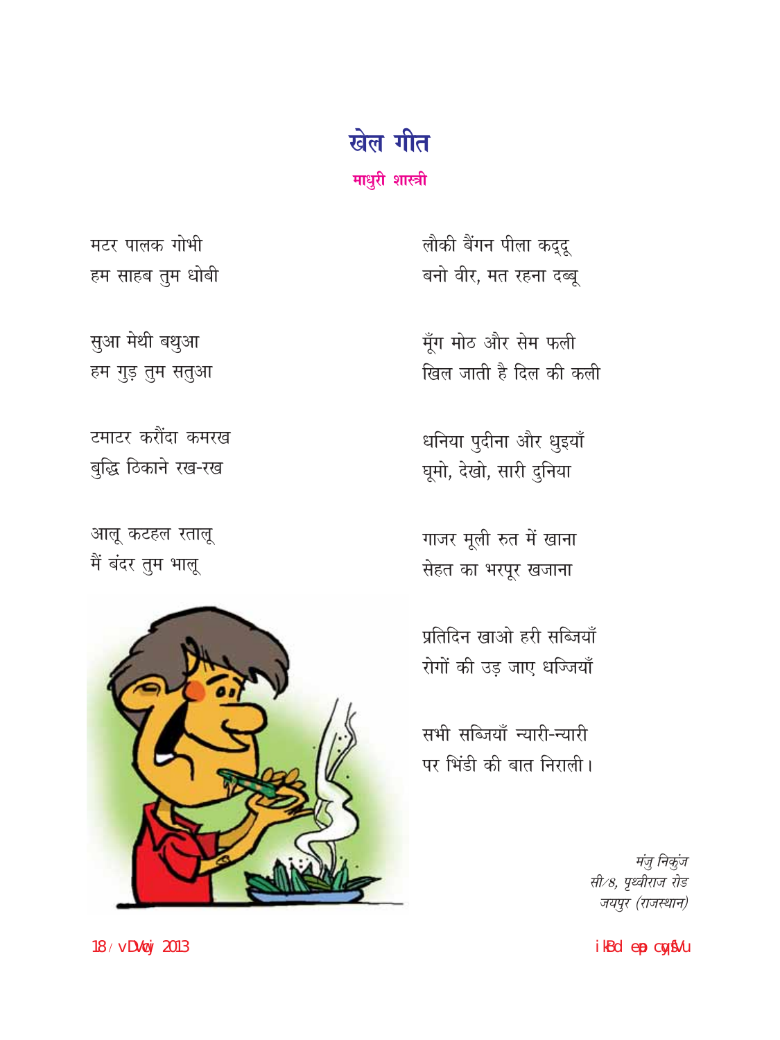# खेल गीत

**माधुरी शास्त्री**

मटर पालक गोभी
हम साहब तुम धोबी

सुआ मेथी बथुआ
हम गुड़ तुम सतुआ

टमाटर करौंदा कमरख
बुद्धि ठिकाने रख-रख

आलू कटहल रतालू
मैं बंदर तुम भालू

लौकी बैंगन पीला कद्दू
बनो वीर, मत रहना दब्बू

मूँग मोठ और सेम फली
खिल जाती है दिल की कली

धनिया पुदीना और धुइयाँ
घूमो, देखो, सारी दुनिया

गाजर मूली रुत में खाना
सेहत का भरपूर खजाना

प्रतिदिन खाओ हरी सब्जियाँ
रोगों की उड़ जाए धज्जियाँ

सभी सब्जियाँ न्यारी-न्यारी
पर भिंडी की बात निराली।

*मंजु निकुंज*
*सी/8, पृथ्वीराज रोड*
*जयपुर (राजस्थान)*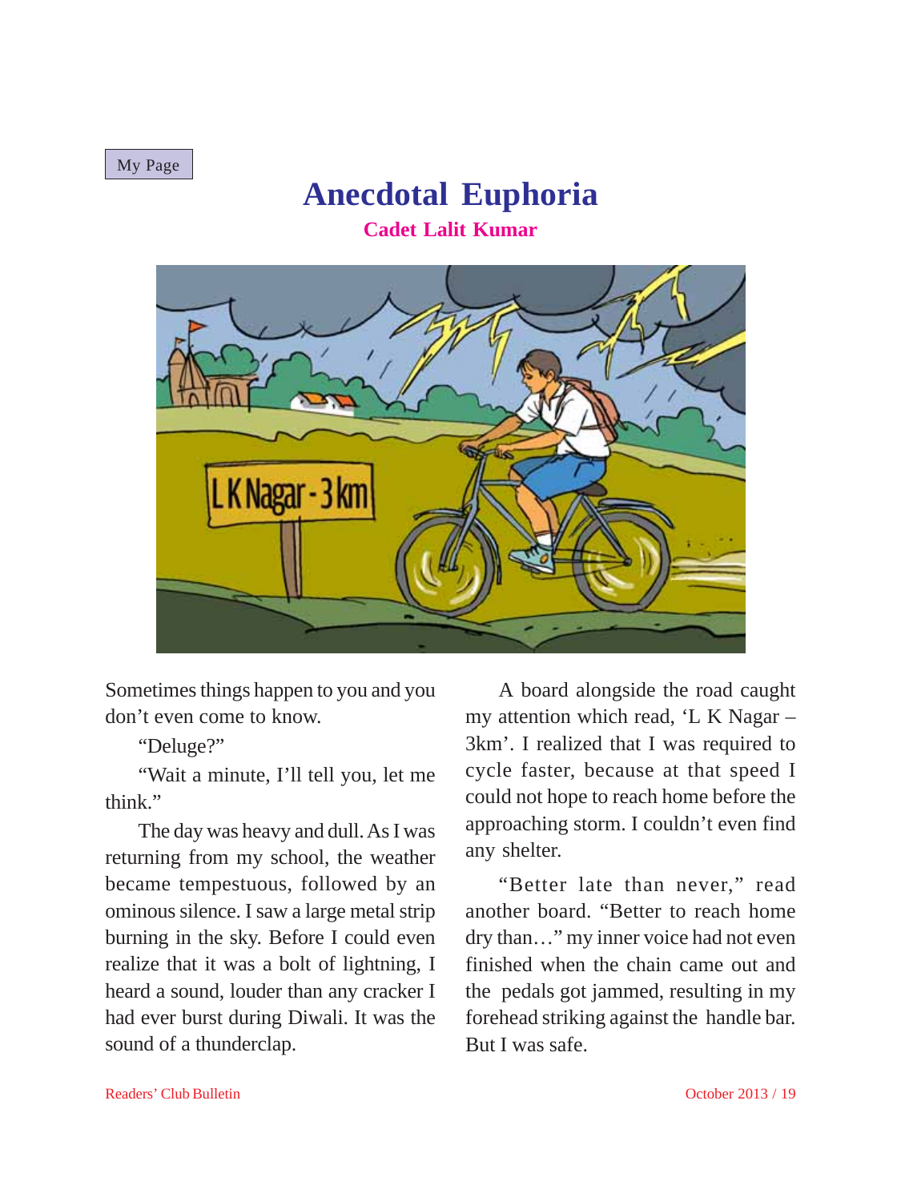My Page

# Anecdotal Euphoria

**Cadet Lalit Kumar**

Sometimes things happen to you and you don't even come to know.

"Deluge?"

"Wait a minute, I'll tell you, let me think."

The day was heavy and dull. As I was returning from my school, the weather became tempestuous, followed by an ominous silence. I saw a large metal strip burning in the sky. Before I could even realize that it was a bolt of lightning, I heard a sound, louder than any cracker I had ever burst during Diwali. It was the sound of a thunderclap.

A board alongside the road caught my attention which read, 'L K Nagar – 3km'. I realized that I was required to cycle faster, because at that speed I could not hope to reach home before the approaching storm. I couldn't even find any shelter.

"Better late than never," read another board. "Better to reach home dry than…" my inner voice had not even finished when the chain came out and the pedals got jammed, resulting in my forehead striking against the handle bar. But I was safe.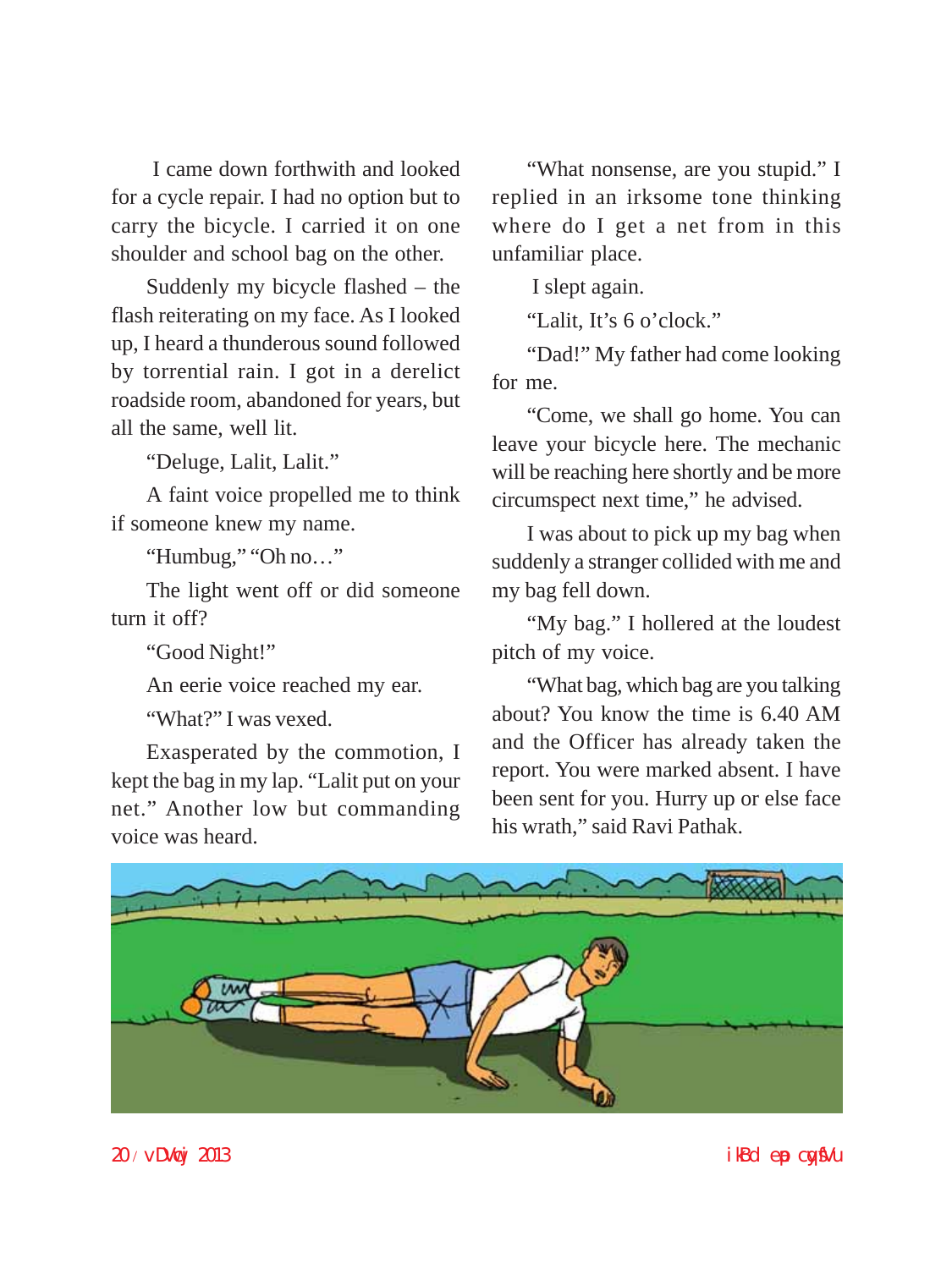I came down forthwith and looked for a cycle repair. I had no option but to carry the bicycle. I carried it on one shoulder and school bag on the other.

Suddenly my bicycle flashed – the flash reiterating on my face. As I looked up, I heard a thunderous sound followed by torrential rain. I got in a derelict roadside room, abandoned for years, but all the same, well lit.

"Deluge, Lalit, Lalit."

A faint voice propelled me to think if someone knew my name.

"Humbug," "Oh no…"

The light went off or did someone turn it off?

"Good Night!"

An eerie voice reached my ear.

"What?" I was vexed.

Exasperated by the commotion, I kept the bag in my lap. "Lalit put on your net." Another low but commanding voice was heard.

"What nonsense, are you stupid." I replied in an irksome tone thinking where do I get a net from in this unfamiliar place.

I slept again.

"Lalit, It's 6 o'clock."

"Dad!" My father had come looking for me.

"Come, we shall go home. You can leave your bicycle here. The mechanic will be reaching here shortly and be more circumspect next time," he advised.

I was about to pick up my bag when suddenly a stranger collided with me and my bag fell down.

"My bag." I hollered at the loudest pitch of my voice.

"What bag, which bag are you talking about? You know the time is 6.40 AM and the Officer has already taken the report. You were marked absent. I have been sent for you. Hurry up or else face his wrath," said Ravi Pathak.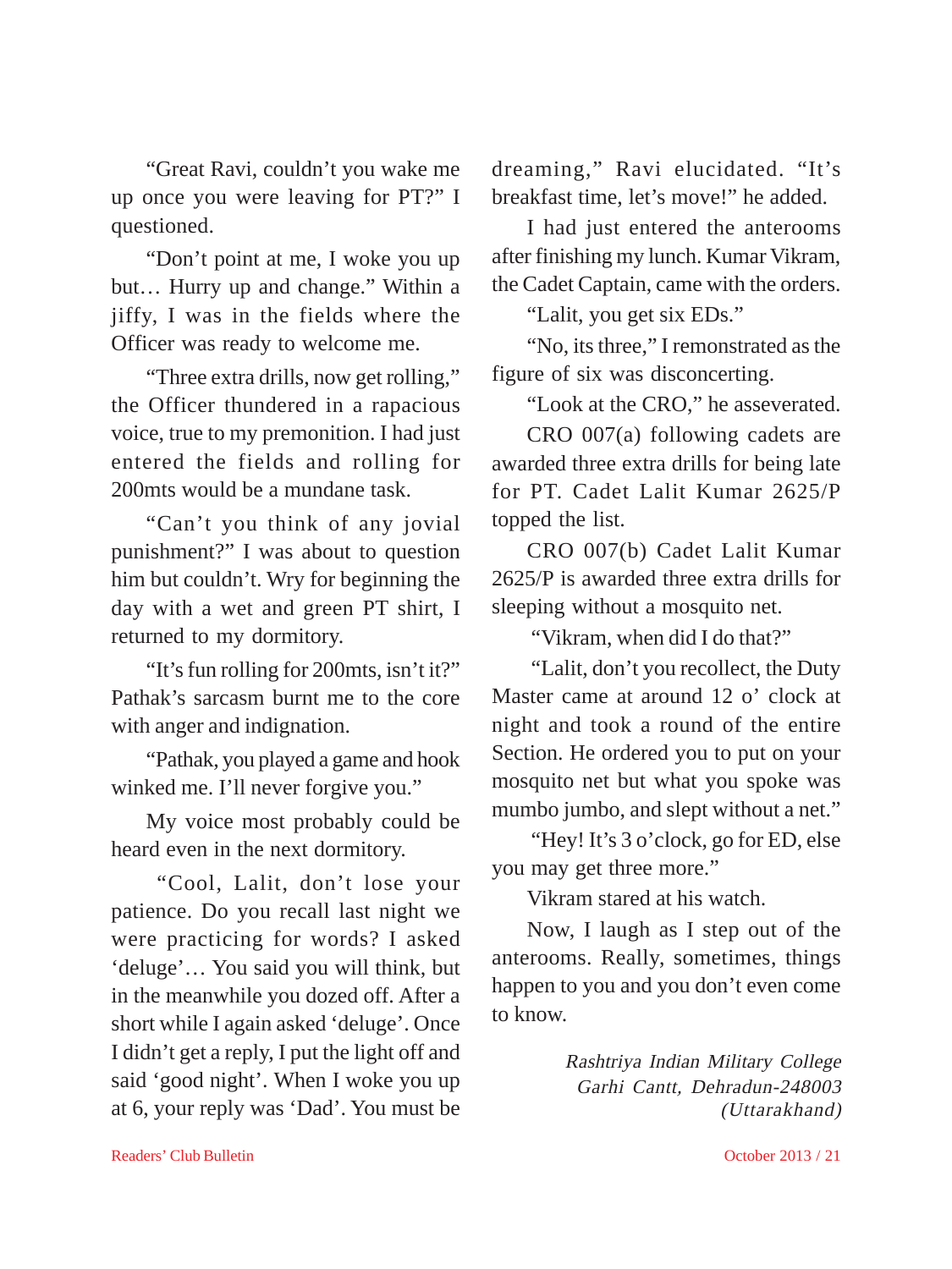"Great Ravi, couldn't you wake me up once you were leaving for PT?" I questioned.

"Don't point at me, I woke you up but… Hurry up and change." Within a jiffy, I was in the fields where the Officer was ready to welcome me.

"Three extra drills, now get rolling," the Officer thundered in a rapacious voice, true to my premonition. I had just entered the fields and rolling for 200mts would be a mundane task.

"Can't you think of any jovial punishment?" I was about to question him but couldn't. Wry for beginning the day with a wet and green PT shirt, I returned to my dormitory.

"It's fun rolling for 200mts, isn't it?" Pathak's sarcasm burnt me to the core with anger and indignation.

"Pathak, you played a game and hook winked me. I'll never forgive you."

My voice most probably could be heard even in the next dormitory.

"Cool, Lalit, don't lose your patience. Do you recall last night we were practicing for words? I asked 'deluge'… You said you will think, but in the meanwhile you dozed off. After a short while I again asked 'deluge'. Once I didn't get a reply, I put the light off and said 'good night'. When I woke you up at 6, your reply was 'Dad'. You must be dreaming," Ravi elucidated. "It's breakfast time, let's move!" he added.

I had just entered the anterooms after finishing my lunch. Kumar Vikram, the Cadet Captain, came with the orders.

"Lalit, you get six EDs."

"No, its three," I remonstrated as the figure of six was disconcerting.

"Look at the CRO," he asseverated.

CRO 007(a) following cadets are awarded three extra drills for being late for PT. Cadet Lalit Kumar 2625/P topped the list.

CRO 007(b) Cadet Lalit Kumar 2625/P is awarded three extra drills for sleeping without a mosquito net.

"Vikram, when did I do that?"

"Lalit, don't you recollect, the Duty Master came at around 12 o' clock at night and took a round of the entire Section. He ordered you to put on your mosquito net but what you spoke was mumbo jumbo, and slept without a net."

"Hey! It's 3 o'clock, go for ED, else you may get three more."

Vikram stared at his watch.

Now, I laugh as I step out of the anterooms. Really, sometimes, things happen to you and you don't even come to know.

*Rashtriya Indian Military College*
*Garhi Cantt, Dehradun-248003*
*(Uttarakhand)*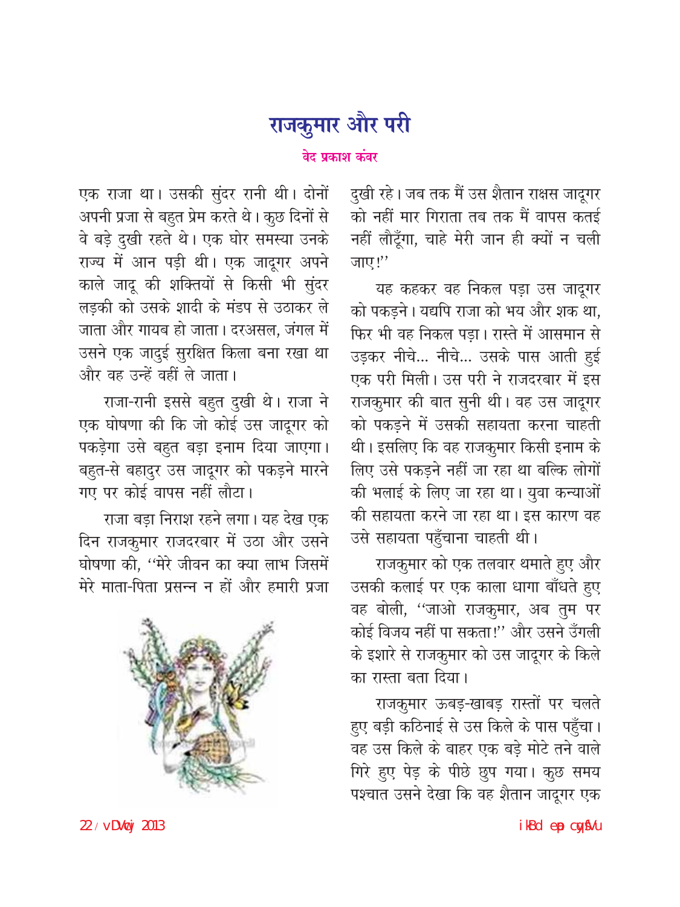# राजकुमार और परी

**वेद प्रकाश कंवर**

एक राजा था। उसकी सुंदर रानी थी। दोनों अपनी प्रजा से बहुत प्रेम करते थे। कुछ दिनों से वे बड़े दुखी रहते थे। एक घोर समस्या उनके राज्य में आन पड़ी थी। एक जादूगर अपने काले जादू की शक्तियों से किसी भी सुंदर लड़की को उसके शादी के मंडप से उठाकर ले जाता और गायब हो जाता। दरअसल, जंगल में उसने एक जादुई सुरक्षित किला बना रखा था और वह उन्हें वहीं ले जाता।

राजा-रानी इससे बहुत दुखी थे। राजा ने एक घोषणा की कि जो कोई उस जादूगर को पकड़ेगा उसे बहुत बड़ा इनाम दिया जाएगा। बहुत-से बहादुर उस जादूगर को पकड़ने मारने गए पर कोई वापस नहीं लौटा।

राजा बड़ा निराश रहने लगा। यह देख एक दिन राजकुमार राजदरबार में उठा और उसने घोषणा की, ''मेरे जीवन का क्या लाभ जिसमें मेरे माता-पिता प्रसन्न न हों और हमारी प्रजा दुखी रहे। जब तक मैं उस शैतान राक्षस जादूगर को नहीं मार गिराता तब तक मैं वापस कतई नहीं लौटूँगा, चाहे मेरी जान ही क्यों न चली जाए!''

यह कहकर वह निकल पड़ा उस जादूगर को पकड़ने। यद्यपि राजा को भय और शक था, फिर भी वह निकल पड़ा। रास्ते में आसमान से उड़कर नीचे... नीचे... उसके पास आती हुई एक परी मिली। उस परी ने राजदरबार में इस राजकुमार की बात सुनी थी। वह उस जादूगर को पकड़ने में उसकी सहायता करना चाहती थी। इसलिए कि वह राजकुमार किसी इनाम के लिए उसे पकड़ने नहीं जा रहा था बल्कि लोगों की भलाई के लिए जा रहा था। युवा कन्याओं की सहायता करने जा रहा था। इस कारण वह उसे सहायता पहुँचाना चाहती थी।

राजकुमार को एक तलवार थमाते हुए और उसकी कलाई पर एक काला धागा बाँधते हुए वह बोली, ''जाओ राजकुमार, अब तुम पर कोई विजय नहीं पा सकता!'' और उसने उँगली के इशारे से राजकुमार को उस जादूगर के किले का रास्ता बता दिया।

राजकुमार ऊबड़-खाबड़ रास्तों पर चलते हुए बड़ी कठिनाई से उस किले के पास पहुँचा। वह उस किले के बाहर एक बड़े मोटे तने वाले गिरे हुए पेड़ के पीछे छुप गया। कुछ समय पश्चात उसने देखा कि वह शैतान जादूगर एक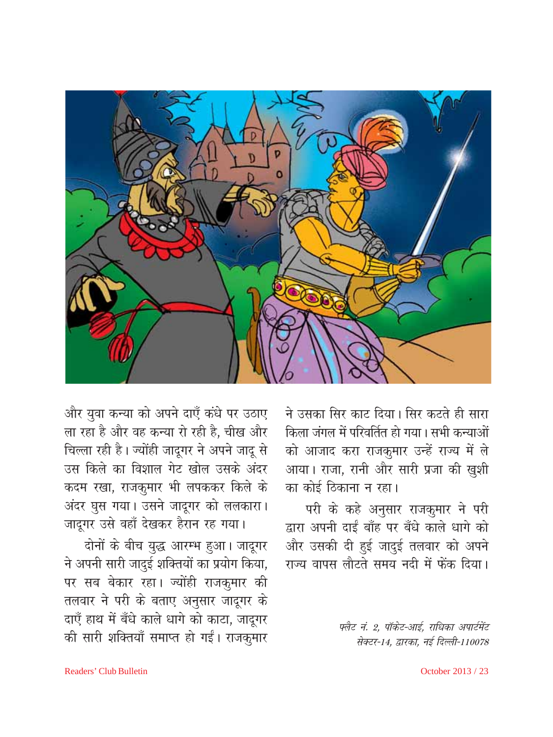और युवा कन्या को अपने दाएँ कंधे पर उठाए ला रहा है और वह कन्या रो रही है, चीख और चिल्ला रही है। ज्योंही जादूगर ने अपने जादू से उस किले का विशाल गेट खोल उसके अंदर कदम रखा, राजकुमार भी लपककर किले के अंदर घुस गया। उसने जादूगर को ललकारा। जादूगर उसे वहाँ देखकर हैरान रह गया।

दोनों के बीच युद्ध आरम्भ हुआ। जादूगर ने अपनी सारी जादुई शक्तियों का प्रयोग किया, पर सब बेकार रहा। ज्योंही राजकुमार की तलवार ने परी के बताए अनुसार जादूगर के दाएँ हाथ में बँधे काले धागे को काटा, जादूगर की सारी शक्तियाँ समाप्त हो गईं। राजकुमार ने उसका सिर काट दिया। सिर कटते ही सारा किला जंगल में परिवर्तित हो गया। सभी कन्याओं को आजाद करा राजकुमार उन्हें राज्य में ले आया। राजा, रानी और सारी प्रजा की खुशी का कोई ठिकाना न रहा।

परी के कहे अनुसार राजकुमार ने परी द्वारा अपनी दाईं बाँह पर बँधे काले धागे को और उसकी दी हुई जादुई तलवार को अपने राज्य वापस लौटते समय नदी में फेंक दिया।

*फ्लैट नं. 2, पॉकेट-आई, राधिका अपार्टमेंट*
*सेक्टर-14, द्वारका, नई दिल्ली-110078*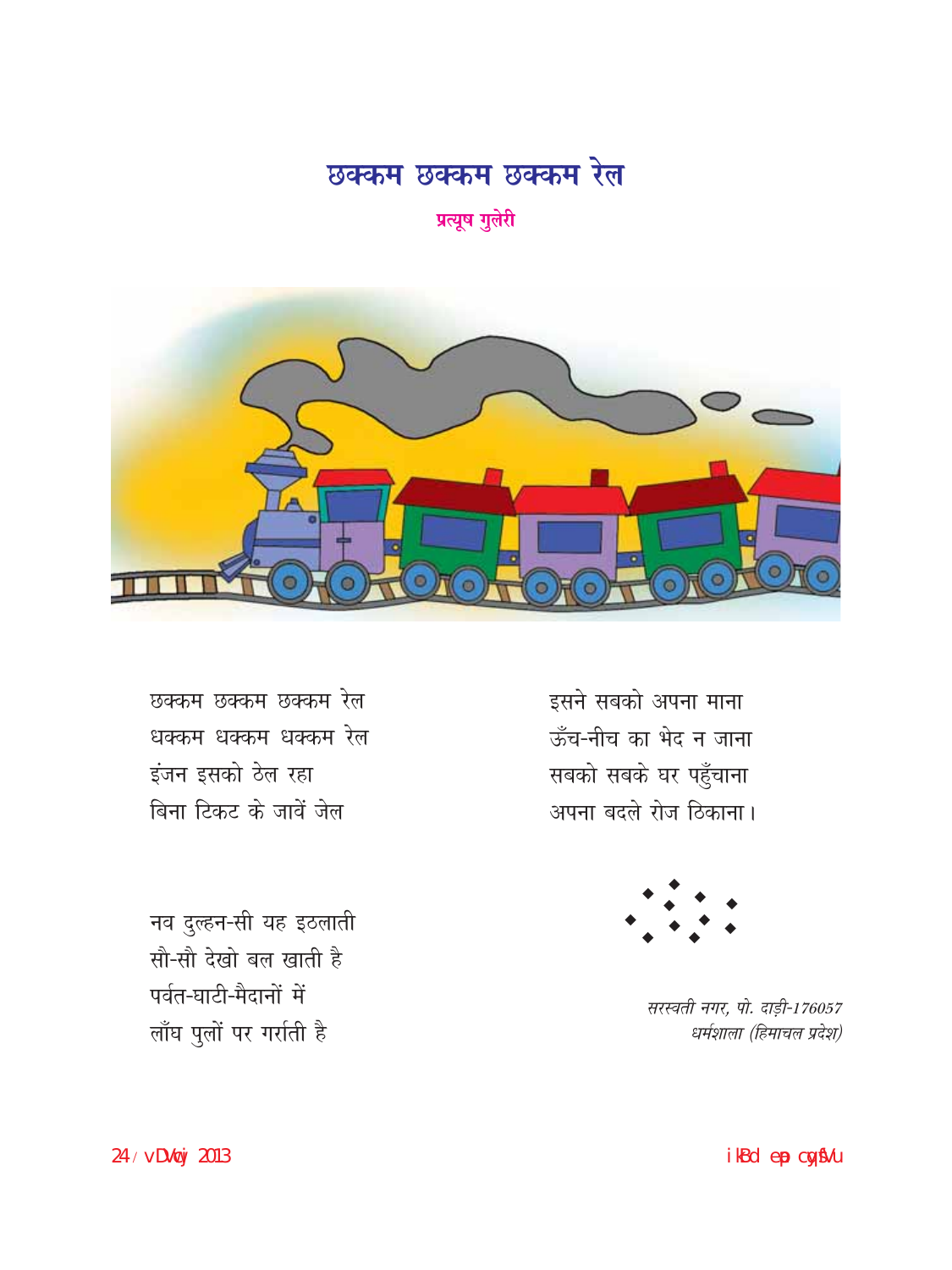# छक्कम छक्कम छक्कम रेल

**प्रत्यूष गुलेरी**

छक्कम छक्कम छक्कम रेल
धक्कम धक्कम धक्कम रेल
इंजन इसको ठेल रहा
बिना टिकट के जावें जेल

नव दुल्हन-सी यह इठलाती
सौ-सौ देखो बल खाती है
पर्वत-घाटी-मैदानों में
लाँघ पुलों पर गर्राती है

इसने सबको अपना माना
ऊँच-नीच का भेद न जाना
सबको सबके घर पहुँचाना
अपना बदले रोज ठिकाना।

*सरस्वती नगर, पो. दाड़ी-176057*
*धर्मशाला (हिमाचल प्रदेश)*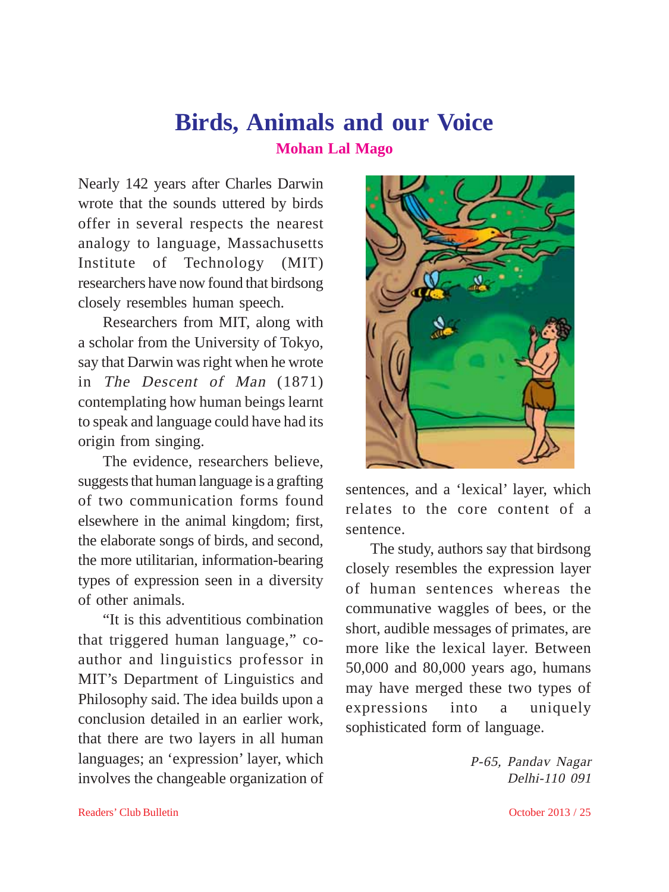# Birds, Animals and our Voice

**Mohan Lal Mago**

Nearly 142 years after Charles Darwin wrote that the sounds uttered by birds offer in several respects the nearest analogy to language, Massachusetts Institute of Technology (MIT) researchers have now found that birdsong closely resembles human speech.

Researchers from MIT, along with a scholar from the University of Tokyo, say that Darwin was right when he wrote in *The Descent of Man* (1871) contemplating how human beings learnt to speak and language could have had its origin from singing.

The evidence, researchers believe, suggests that human language is a grafting of two communication forms found elsewhere in the animal kingdom; first, the elaborate songs of birds, and second, the more utilitarian, information-bearing types of expression seen in a diversity of other animals.

"It is this adventitious combination that triggered human language," co-author and linguistics professor in MIT's Department of Linguistics and Philosophy said. The idea builds upon a conclusion detailed in an earlier work, that there are two layers in all human languages; an 'expression' layer, which involves the changeable organization of sentences, and a 'lexical' layer, which relates to the core content of a sentence.

The study, authors say that birdsong closely resembles the expression layer of human sentences whereas the communative waggles of bees, or the short, audible messages of primates, are more like the lexical layer. Between 50,000 and 80,000 years ago, humans may have merged these two types of expressions into a uniquely sophisticated form of language.

*P-65, Pandav Nagar*
*Delhi-110 091*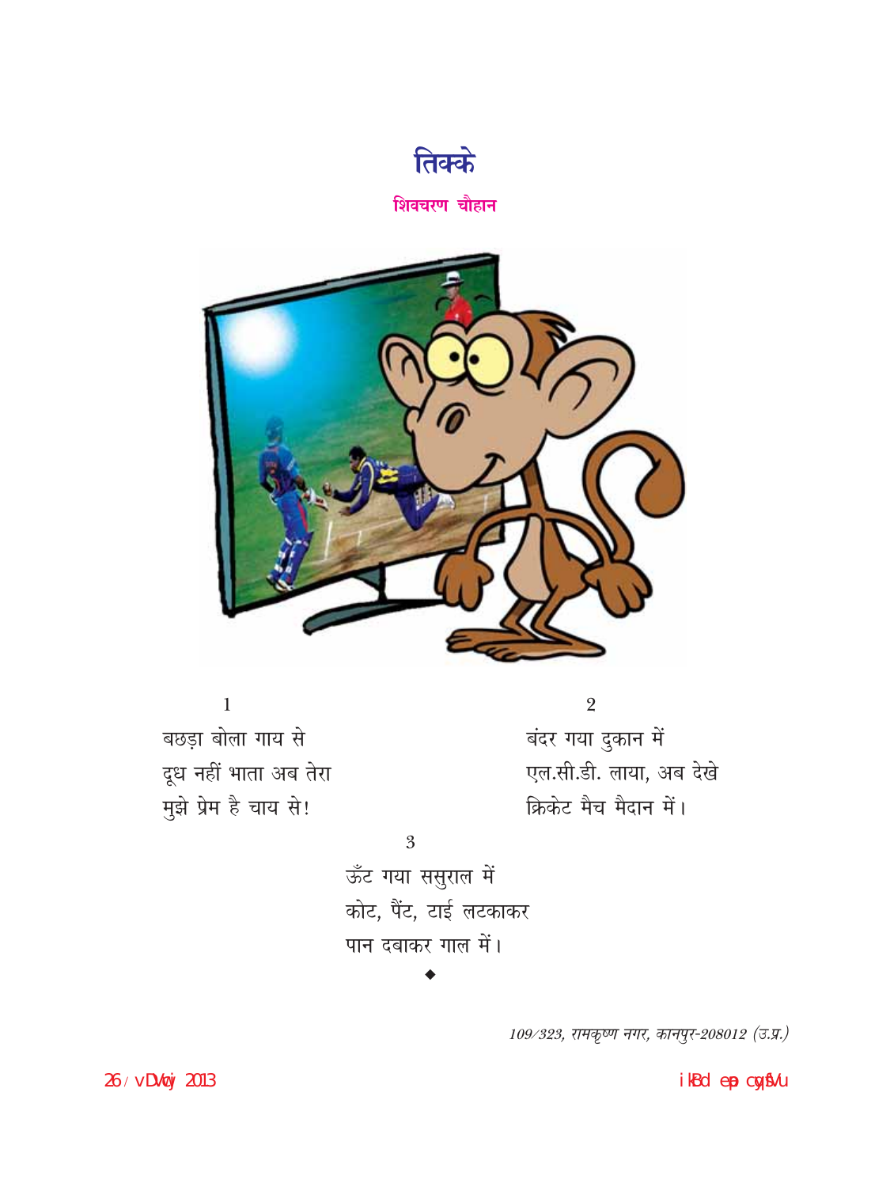# तिक्के

**शिवचरण चौहान**

1

बछड़ा बोला गाय से  
दूध नहीं भाता अब तेरा  
मुझे प्रेम है चाय से!

2

बंदर गया दुकान में  
एल.सी.डी. लाया, अब देखे  
क्रिकेट मैच मैदान में।

3

ऊँट गया ससुराल में  
कोट, पैंट, टाई लटकाकर  
पान दबाकर गाल में।

◆

*109/323, रामकृष्ण नगर, कानपुर-208012 (उ.प्र.)*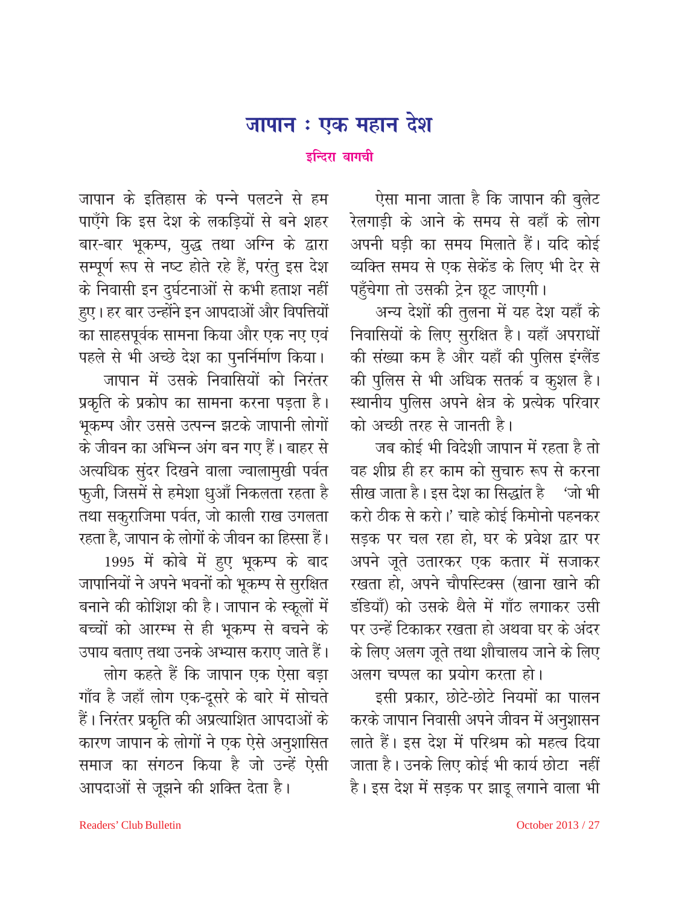# जापान : एक महान देश

**इन्दिरा बागची**

जापान के इतिहास के पन्ने पलटने से हम पाएँगे कि इस देश के लकड़ियों से बने शहर बार-बार भूकम्प, युद्ध तथा अग्नि के द्वारा सम्पूर्ण रूप से नष्ट होते रहे हैं, परंतु इस देश के निवासी इन दुर्घटनाओं से कभी हताश नहीं हुए। हर बार उन्होंने इन आपदाओं और विपत्तियों का साहसपूर्वक सामना किया और एक नए एवं पहले से भी अच्छे देश का पुनर्निर्माण किया।

जापान में उसके निवासियों को निरंतर प्रकृति के प्रकोप का सामना करना पड़ता है। भूकम्प और उससे उत्पन्न झटके जापानी लोगों के जीवन का अभिन्न अंग बन गए हैं। बाहर से अत्यधिक सुंदर दिखने वाला ज्वालामुखी पर्वत फुजी, जिसमें से हमेशा धुआँ निकलता रहता है तथा सकुराजिमा पर्वत, जो काली राख उगलता रहता है, जापान के लोगों के जीवन का हिस्सा हैं।

1995 में कोबे में हुए भूकम्प के बाद जापानियों ने अपने भवनों को भूकम्प से सुरक्षित बनाने की कोशिश की है। जापान के स्कूलों में बच्चों को आरम्भ से ही भूकम्प से बचने के उपाय बताए तथा उनके अभ्यास कराए जाते हैं।

लोग कहते हैं कि जापान एक ऐसा बड़ा गाँव है जहाँ लोग एक-दूसरे के बारे में सोचते हैं। निरंतर प्रकृति की अप्रत्याशित आपदाओं के कारण जापान के लोगों ने एक ऐसे अनुशासित समाज का संगठन किया है जो उन्हें ऐसी आपदाओं से जूझने की शक्ति देता है।

ऐसा माना जाता है कि जापान की बुलेट रेलगाड़ी के आने के समय से वहाँ के लोग अपनी घड़ी का समय मिलाते हैं। यदि कोई व्यक्ति समय से एक सेकेंड के लिए भी देर से पहुँचेगा तो उसकी ट्रेन छूट जाएगी।

अन्य देशों की तुलना में यह देश यहाँ के निवासियों के लिए सुरक्षित है। यहाँ अपराधों की संख्या कम है और यहाँ की पुलिस इंग्लैंड की पुलिस से भी अधिक सतर्क व कुशल है। स्थानीय पुलिस अपने क्षेत्र के प्रत्येक परिवार को अच्छी तरह से जानती है।

जब कोई भी विदेशी जापान में रहता है तो वह शीघ्र ही हर काम को सुचारु रूप से करना सीख जाता है। इस देश का सिद्धांत है 'जो भी करो ठीक से करो।' चाहे कोई किमोनो पहनकर सड़क पर चल रहा हो, घर के प्रवेश द्वार पर अपने जूते उतारकर एक कतार में सजाकर रखता हो, अपने चौपस्टिक्स (खाना खाने की डंडियाँ) को उसके थैले में गाँठ लगाकर उसी पर उन्हें टिकाकर रखता हो अथवा घर के अंदर के लिए अलग जूते तथा शौचालय जाने के लिए अलग चप्पल का प्रयोग करता हो।

इसी प्रकार, छोटे-छोटे नियमों का पालन करके जापान निवासी अपने जीवन में अनुशासन लाते हैं। इस देश में परिश्रम को महत्व दिया जाता है। उनके लिए कोई भी कार्य छोटा नहीं है। इस देश में सड़क पर झाड़ू लगाने वाला भी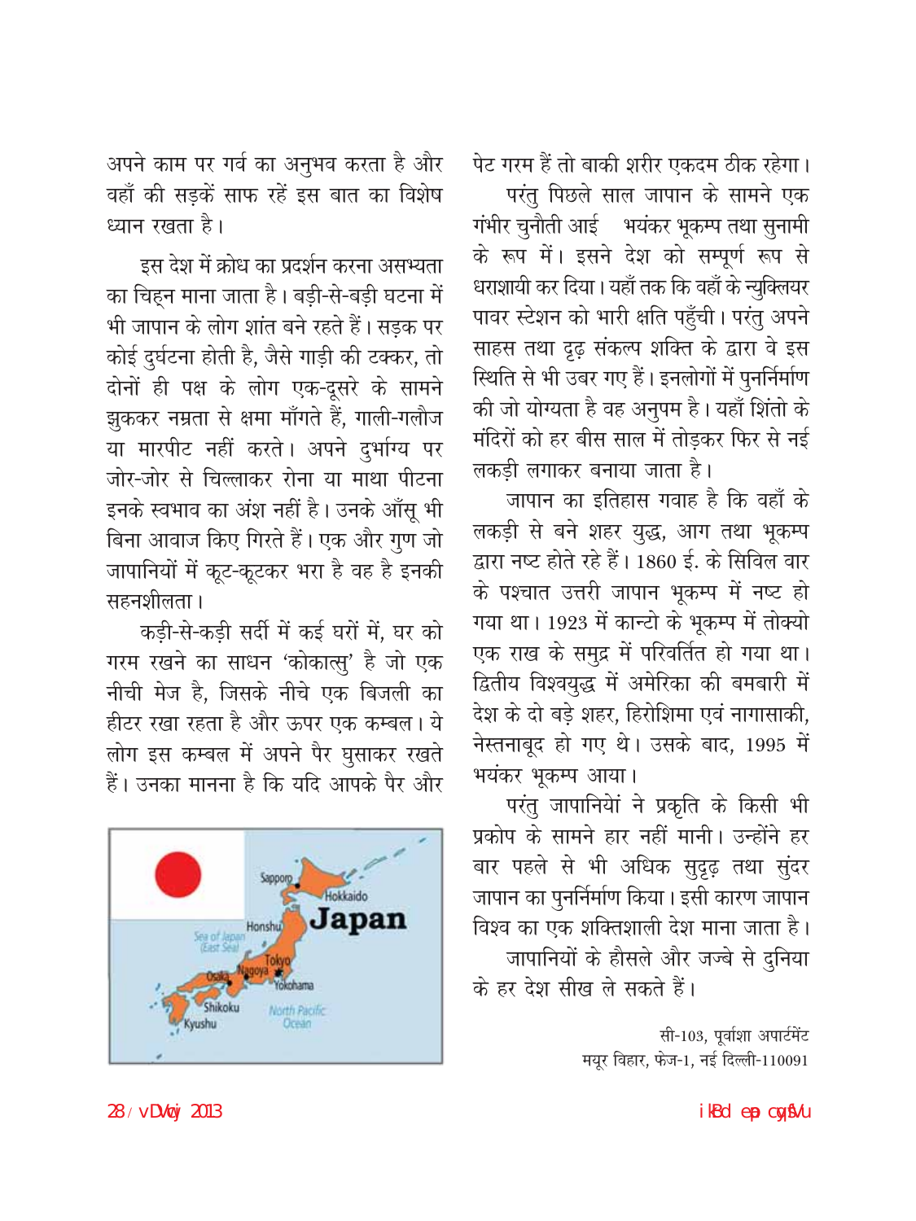अपने काम पर गर्व का अनुभव करता है और वहाँ की सड़कें साफ रहें इस बात का विशेष ध्यान रखता है।

इस देश में क्रोध का प्रदर्शन करना असभ्यता का चिह्न माना जाता है। बड़ी-से-बड़ी घटना में भी जापान के लोग शांत बने रहते हैं। सड़क पर कोई दुर्घटना होती है, जैसे गाड़ी की टक्कर, तो दोनों ही पक्ष के लोग एक-दूसरे के सामने झुककर नम्रता से क्षमा माँगते हैं, गाली-गलौज या मारपीट नहीं करते। अपने दुर्भाग्य पर जोर-जोर से चिल्लाकर रोना या माथा पीटना इनके स्वभाव का अंश नहीं है। उनके आँसू भी बिना आवाज किए गिरते हैं। एक और गुण जो जापानियों में कूट-कूटकर भरा है वह है इनकी सहनशीलता।

कड़ी-से-कड़ी सर्दी में कई घरों में, घर को गरम रखने का साधन 'कोकात्सु' है जो एक नीची मेज है, जिसके नीचे एक बिजली का हीटर रखा रहता है और ऊपर एक कम्बल। ये लोग इस कम्बल में अपने पैर घुसाकर रखते हैं। उनका मानना है कि यदि आपके पैर और पेट गरम हैं तो बाकी शरीर एकदम ठीक रहेगा।

परंतु पिछले साल जापान के सामने एक गंभीर चुनौती आई भयंकर भूकम्प तथा सुनामी के रूप में। इसने देश को सम्पूर्ण रूप से धराशायी कर दिया। यहाँ तक कि वहाँ के न्युक्लियर पावर स्टेशन को भारी क्षति पहुँची। परंतु अपने साहस तथा दृढ़ संकल्प शक्ति के द्वारा वे इस स्थिति से भी उबर गए हैं। इनलोगों में पुनर्निर्माण की जो योग्यता है वह अनुपम है। यहाँ शिंतो के मंदिरों को हर बीस साल में तोड़कर फिर से नई लकड़ी लगाकर बनाया जाता है।

जापान का इतिहास गवाह है कि वहाँ के लकड़ी से बने शहर युद्ध, आग तथा भूकम्प द्वारा नष्ट होते रहे हैं। 1860 ई. के सिविल वार के पश्चात उत्तरी जापान भूकम्प में नष्ट हो गया था। 1923 में कान्टो के भूकम्प में तोक्यो एक राख के समुद्र में परिवर्तित हो गया था। द्वितीय विश्वयुद्ध में अमेरिका की बमबारी में देश के दो बड़े शहर, हिरोशिमा एवं नागासाकी, नेस्तनाबूद हो गए थे। उसके बाद, 1995 में भयंकर भूकम्प आया।

परंतु जापानियों ने प्रकृति के किसी भी प्रकोप के सामने हार नहीं मानी। उन्होंने हर बार पहले से भी अधिक सुदृढ़ तथा सुंदर जापान का पुनर्निर्माण किया। इसी कारण जापान विश्व का एक शक्तिशाली देश माना जाता है।

जापानियों के हौसले और जज्बे से दुनिया के हर देश सीख ले सकते हैं।

सी-103, पूर्वाशा अपार्टमेंट
मयूर विहार, फेज-1, नई दिल्ली-110091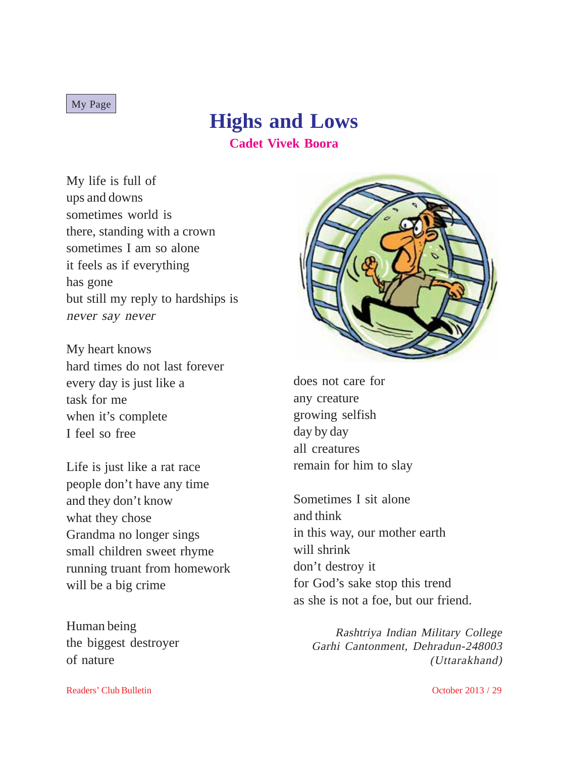My Page

# Highs and Lows

**Cadet Vivek Boora**

My life is full of
ups and downs
sometimes world is
there, standing with a crown
sometimes I am so alone
it feels as if everything
has gone
but still my reply to hardships is
*never say never*

My heart knows
hard times do not last forever
every day is just like a
task for me
when it's complete
I feel so free

Life is just like a rat race
people don't have any time
and they don't know
what they chose
Grandma no longer sings
small children sweet rhyme
running truant from homework
will be a big crime

Human being
the biggest destroyer
of nature
does not care for
any creature
growing selfish
day by day
all creatures
remain for him to slay

Sometimes I sit alone
and think
in this way, our mother earth
will shrink
don't destroy it
for God's sake stop this trend
as she is not a foe, but our friend.

*Rashtriya Indian Military College*
*Garhi Cantonment, Dehradun-248003*
*(Uttarakhand)*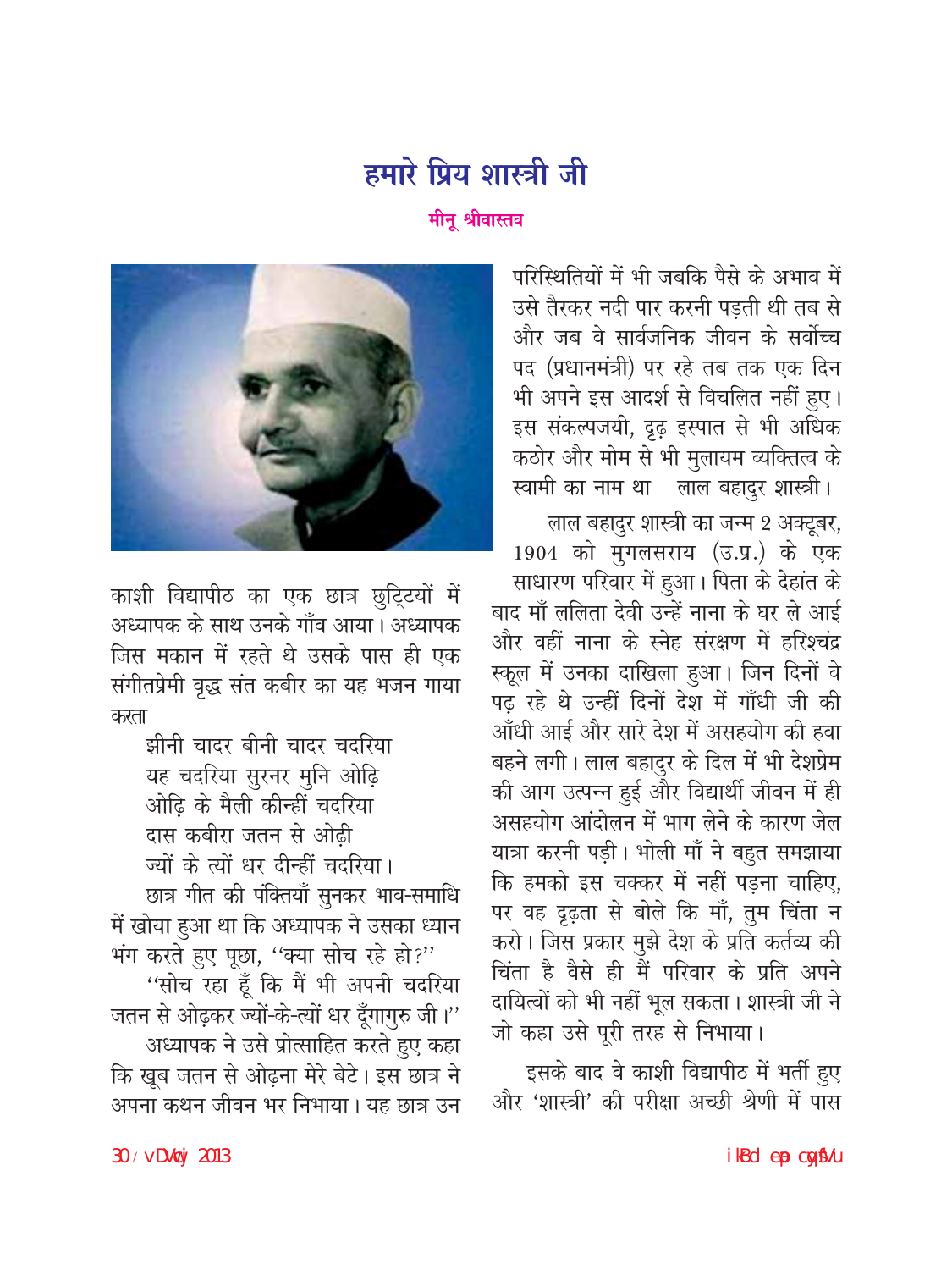# हमारे प्रिय शास्त्री जी

**मीनू श्रीवास्तव**

काशी विद्यापीठ का एक छात्र छुट्टियों में अध्यापक के साथ उनके गाँव आया। अध्यापक जिस मकान में रहते थे उसके पास ही एक संगीतप्रेमी वृद्ध संत कबीर का यह भजन गाया करता

> झीनी चादर बीनी चादर चदरिया
> यह चदरिया सुरनर मुनि ओढ़ि
> ओढ़ि के मैली कीन्हीं चदरिया
> दास कबीरा जतन से ओढ़ी
> ज्यों के त्यों धर दीन्हीं चदरिया।

छात्र गीत की पंक्तियाँ सुनकर भाव-समाधि में खोया हुआ था कि अध्यापक ने उसका ध्यान भंग करते हुए पूछा, ''क्या सोच रहे हो?''

''सोच रहा हूँ कि मैं भी अपनी चदरिया जतन से ओढ़कर ज्यों-के-त्यों धर दूँगागुरु जी।''

अध्यापक ने उसे प्रोत्साहित करते हुए कहा कि खूब जतन से ओढ़ना मेरे बेटे। इस छात्र ने अपना कथन जीवन भर निभाया। यह छात्र उन परिस्थितियों में भी जबकि पैसे के अभाव में उसे तैरकर नदी पार करनी पड़ती थी तब से और जब वे सार्वजनिक जीवन के सर्वोच्च पद (प्रधानमंत्री) पर रहे तब तक एक दिन भी अपने इस आदर्श से विचलित नहीं हुए। इस संकल्पजयी, दृढ़ इस्पात से भी अधिक कठोर और मोम से भी मुलायम व्यक्तित्व के स्वामी का नाम था लाल बहादुर शास्त्री।

लाल बहादुर शास्त्री का जन्म 2 अक्टूबर, 1904 को मुगलसराय (उ.प्र.) के एक साधारण परिवार में हुआ। पिता के देहांत के बाद माँ ललिता देवी उन्हें नाना के घर ले आई और वहीं नाना के स्नेह संरक्षण में हरिश्चंद्र स्कूल में उनका दाखिला हुआ। जिन दिनों वे पढ़ रहे थे उन्हीं दिनों देश में गाँधी जी की आँधी आई और सारे देश में असहयोग की हवा बहने लगी। लाल बहादुर के दिल में भी देशप्रेम की आग उत्पन्न हुई और विद्यार्थी जीवन में ही असहयोग आंदोलन में भाग लेने के कारण जेल यात्रा करनी पड़ी। भोली माँ ने बहुत समझाया कि हमको इस चक्कर में नहीं पड़ना चाहिए, पर वह दृढ़ता से बोले कि माँ, तुम चिंता न करो। जिस प्रकार मुझे देश के प्रति कर्तव्य की चिंता है वैसे ही मैं परिवार के प्रति अपने दायित्वों को भी नहीं भूल सकता। शास्त्री जी ने जो कहा उसे पूरी तरह से निभाया।

इसके बाद वे काशी विद्यापीठ में भर्ती हुए और 'शास्त्री' की परीक्षा अच्छी श्रेणी में पास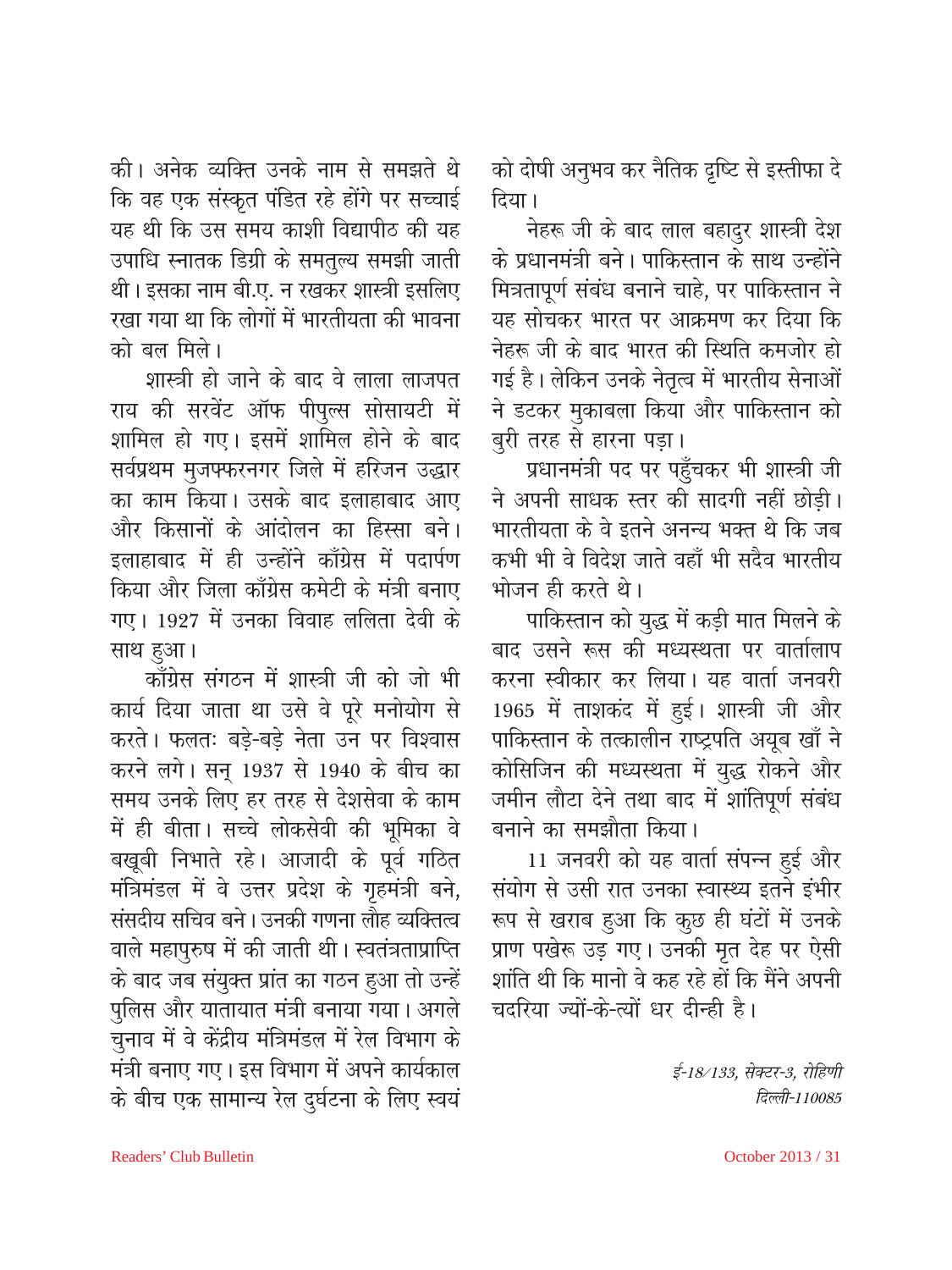की। अनेक व्यक्ति उनके नाम से समझते थे कि वह एक संस्कृत पंडित रहे होंगे पर सच्चाई यह थी कि उस समय काशी विद्यापीठ की यह उपाधि स्नातक डिग्री के समतुल्य समझी जाती थी। इसका नाम बी.ए. न रखकर शास्त्री इसलिए रखा गया था कि लोगों में भारतीयता की भावना को बल मिले।

शास्त्री हो जाने के बाद वे लाला लाजपत राय की सरवेंट ऑफ पीपुल्स सोसायटी में शामिल हो गए। इसमें शामिल होने के बाद सर्वप्रथम मुजफ्फरनगर जिले में हरिजन उद्धार का काम किया। उसके बाद इलाहाबाद आए और किसानों के आंदोलन का हिस्सा बने। इलाहाबाद में ही उन्होंने काँग्रेस में पदार्पण किया और जिला काँग्रेस कमेटी के मंत्री बनाए गए। 1927 में उनका विवाह ललिता देवी के साथ हुआ।

काँग्रेस संगठन में शास्त्री जी को जो भी कार्य दिया जाता था उसे वे पूरे मनोयोग से करते। फलतः बड़े-बड़े नेता उन पर विश्वास करने लगे। सन् 1937 से 1940 के बीच का समय उनके लिए हर तरह से देशसेवा के काम में ही बीता। सच्चे लोकसेवी की भूमिका वे बखूबी निभाते रहे। आजादी के पूर्व गठित मंत्रिमंडल में वे उत्तर प्रदेश के गृहमंत्री बने, संसदीय सचिव बने। उनकी गणना लौह व्यक्तित्व वाले महापुरुष में की जाती थी। स्वतंत्रताप्राप्ति के बाद जब संयुक्त प्रांत का गठन हुआ तो उन्हें पुलिस और यातायात मंत्री बनाया गया। अगले चुनाव में वे केंद्रीय मंत्रिमंडल में रेल विभाग के मंत्री बनाए गए। इस विभाग में अपने कार्यकाल के बीच एक सामान्य रेल दुर्घटना के लिए स्वयं को दोषी अनुभव कर नैतिक दृष्टि से इस्तीफा दे दिया।

नेहरू जी के बाद लाल बहादुर शास्त्री देश के प्रधानमंत्री बने। पाकिस्तान के साथ उन्होंने मित्रतापूर्ण संबंध बनाने चाहे, पर पाकिस्तान ने यह सोचकर भारत पर आक्रमण कर दिया कि नेहरू जी के बाद भारत की स्थिति कमजोर हो गई है। लेकिन उनके नेतृत्व में भारतीय सेनाओं ने डटकर मुकाबला किया और पाकिस्तान को बुरी तरह से हारना पड़ा।

प्रधानमंत्री पद पर पहुँचकर भी शास्त्री जी ने अपनी साधक स्तर की सादगी नहीं छोड़ी। भारतीयता के वे इतने अनन्य भक्त थे कि जब कभी भी वे विदेश जाते वहाँ भी सदैव भारतीय भोजन ही करते थे।

पाकिस्तान को युद्ध में कड़ी मात मिलने के बाद उसने रूस की मध्यस्थता पर वार्तालाप करना स्वीकार कर लिया। यह वार्ता जनवरी 1965 में ताशकंद में हुई। शास्त्री जी और पाकिस्तान के तत्कालीन राष्ट्रपति अयूब खाँ ने कोसिजिन की मध्यस्थता में युद्ध रोकने और जमीन लौटा देने तथा बाद में शांतिपूर्ण संबंध बनाने का समझौता किया।

11 जनवरी को यह वार्ता संपन्न हुई और संयोग से उसी रात उनका स्वास्थ्य इतने इंभीर रूप से खराब हुआ कि कुछ ही घंटों में उनके प्राण पखेरू उड़ गए। उनकी मृत देह पर ऐसी शांति थी कि मानो वे कह रहे हों कि मैंने अपनी चदरिया ज्यों-के-त्यों धर दीन्ही है।

*ई-18/133, सेक्टर-3, रोहिणी*
*दिल्ली-110085*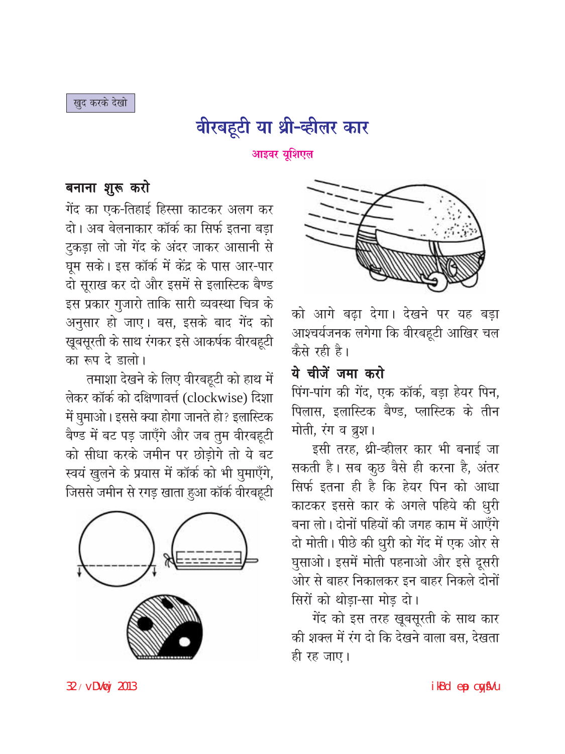खुद करके देखो

# वीरबहूटी या थ्री-व्हीलर कार

**आइवर यूशिएल**

## बनाना शुरू करो

गेंद का एक-तिहाई हिस्सा काटकर अलग कर दो। अब बेलनाकार कॉर्क का सिर्फ इतना बड़ा टुकड़ा लो जो गेंद के अंदर जाकर आसानी से घूम सके। इस कॉर्क में केंद्र के पास आर-पार दो सूराख कर दो और इसमें से इलास्टिक बैण्ड इस प्रकार गुजारो ताकि सारी व्यवस्था चित्र के अनुसार हो जाए। बस, इसके बाद गेंद को खूबसूरती के साथ रंगकर इसे आकर्षक वीरबहूटी का रूप दे डालो।

तमाशा देखने के लिए वीरबहूटी को हाथ में लेकर कॉर्क को दक्षिणावर्त्त (clockwise) दिशा में घुमाओ। इससे क्या होगा जानते हो? इलास्टिक बैण्ड में बट पड़ जाएँगे और जब तुम वीरबहूटी को सीधा करके जमीन पर छोड़ोगे तो ये बट स्वयं खुलने के प्रयास में कॉर्क को भी घुमाएँगे, जिससे जमीन से रगड़ खाता हुआ कॉर्क वीरबहूटी को आगे बढ़ा देगा। देखने पर यह बड़ा आश्चर्यजनक लगेगा कि वीरबहूटी आखिर चल कैसे रही है।

## ये चीजें जमा करो

पिंग-पांग की गेंद, एक कॉर्क, बड़ा हेयर पिन, पिलास, इलास्टिक बैण्ड, प्लास्टिक के तीन मोती, रंग व ब्रुश।

इसी तरह, थ्री-व्हीलर कार भी बनाई जा सकती है। सब कुछ वैसे ही करना है, अंतर सिर्फ इतना ही है कि हेयर पिन को आधा काटकर इससे कार के अगले पहिये की धुरी बना लो। दोनों पहियों की जगह काम में आएँगे दो मोती। पीछे की धुरी को गेंद में एक ओर से घुसाओ। इसमें मोती पहनाओ और इसे दूसरी ओर से बाहर निकालकर इन बाहर निकले दोनों सिरों को थोड़ा-सा मोड़ दो।

गेंद को इस तरह खूबसूरती के साथ कार की शक्ल में रंग दो कि देखने वाला बस, देखता ही रह जाए।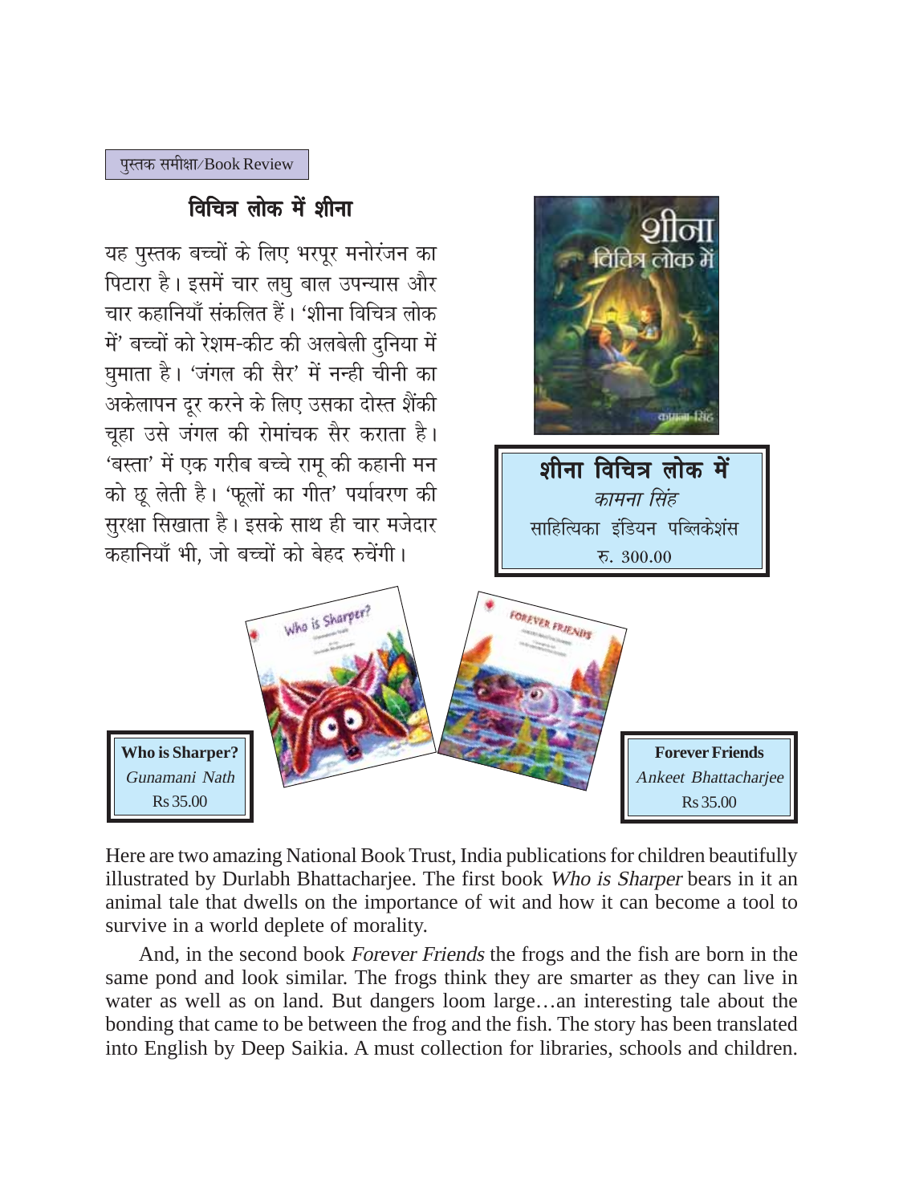पुस्तक समीक्षा/Book Review

## विचित्र लोक में शीना

यह पुस्तक बच्चों के लिए भरपूर मनोरंजन का पिटारा है। इसमें चार लघु बाल उपन्यास और चार कहानियाँ संकलित हैं। 'शीना विचित्र लोक में' बच्चों को रेशम-कीट की अलबेली दुनिया में घुमाता है। 'जंगल की सैर' में नन्ही चीनी का अकेलापन दूर करने के लिए उसका दोस्त शैंकी चूहा उसे जंगल की रोमांचक सैर कराता है। 'बस्ता' में एक गरीब बच्चे रामू की कहानी मन को छू लेती है। 'फूलों का गीत' पर्यावरण की सुरक्षा सिखाता है। इसके साथ ही चार मजेदार कहानियाँ भी, जो बच्चों को बेहद रुचेंगी।

**शीना विचित्र लोक में**
*कामना सिंह*
साहित्यिका इंडियन पब्लिकेशंस
रु. 300.00

**Who is Sharper?**
*Gunamani Nath*
Rs 35.00

**Forever Friends**
*Ankeet Bhattacharjee*
Rs 35.00

Here are two amazing National Book Trust, India publications for children beautifully illustrated by Durlabh Bhattacharjee. The first book *Who is Sharper* bears in it an animal tale that dwells on the importance of wit and how it can become a tool to survive in a world deplete of morality.

And, in the second book *Forever Friends* the frogs and the fish are born in the same pond and look similar. The frogs think they are smarter as they can live in water as well as on land. But dangers loom large…an interesting tale about the bonding that came to be between the frog and the fish. The story has been translated into English by Deep Saikia. A must collection for libraries, schools and children.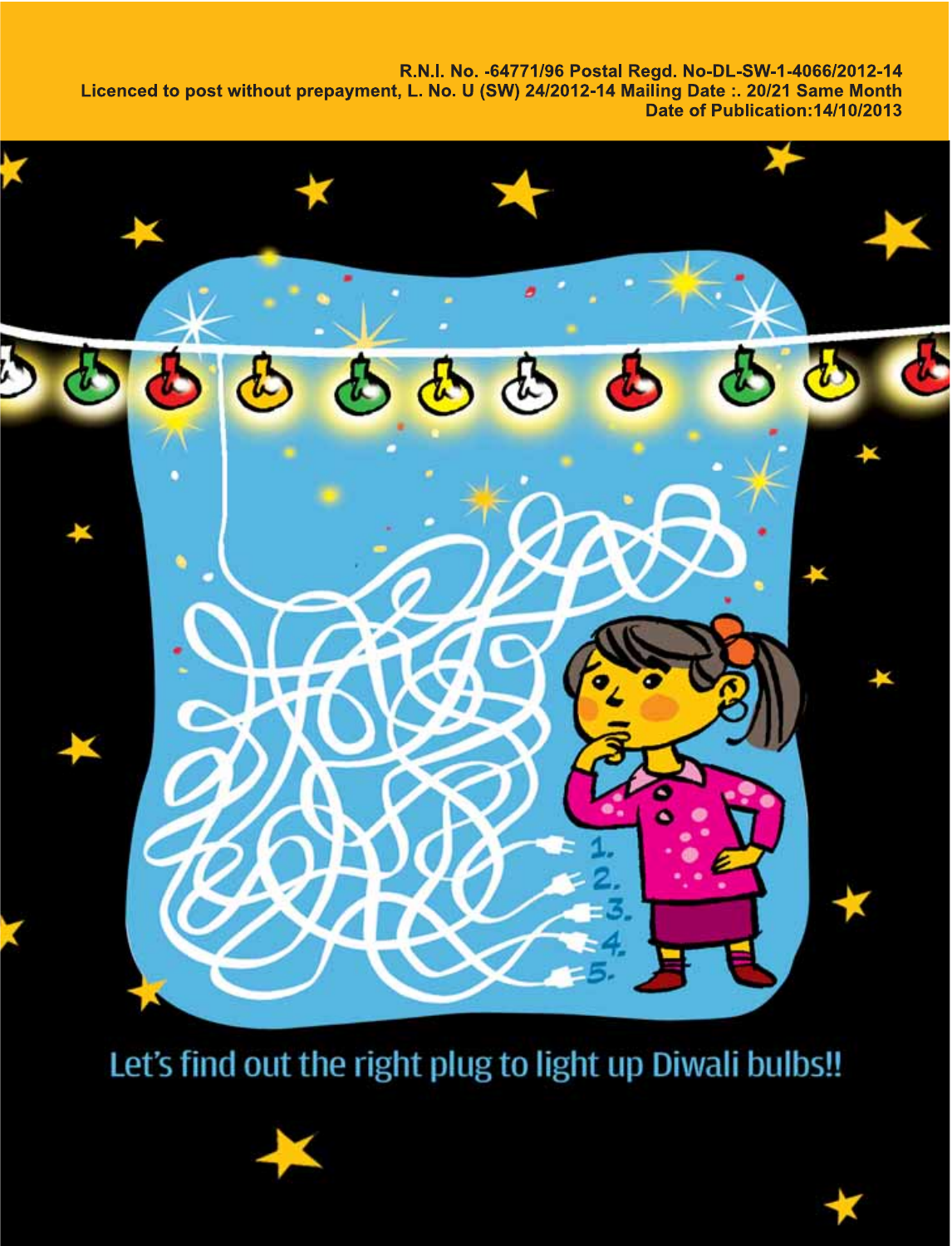R.N.I. No. -64771/96 Postal Regd. No-DL-SW-1-4066/2012-14
Licenced to post without prepayment, L. No. U (SW) 24/2012-14 Mailing Date :. 20/21 Same Month
Date of Publication:14/10/2013

1.
2.
3.
4.
5.

Let's find out the right plug to light up Diwali bulbs!!